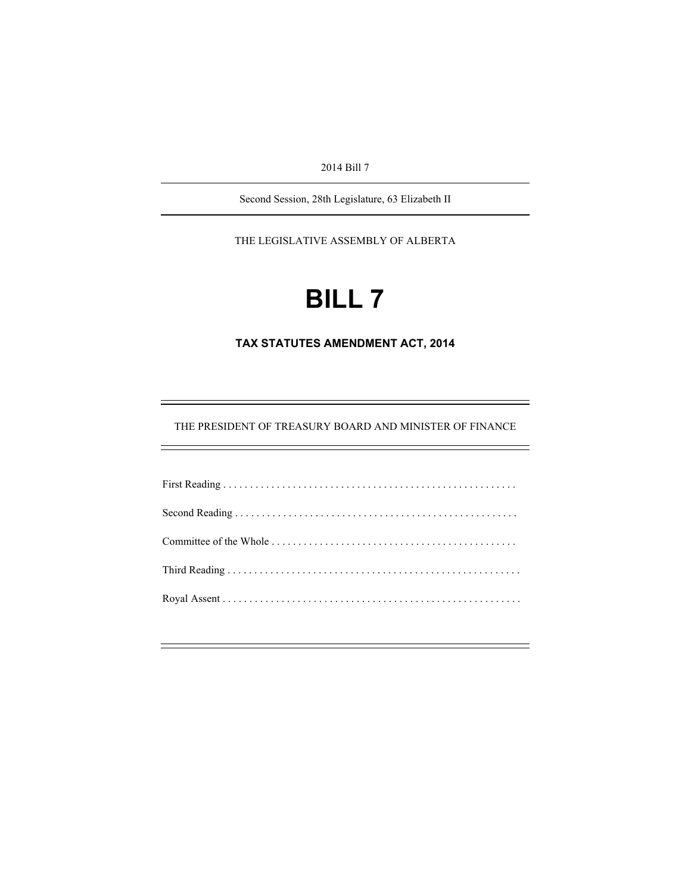2014 Bill 7

Second Session, 28th Legislature, 63 Elizabeth II

THE LEGISLATIVE ASSEMBLY OF ALBERTA

# BILL 7

## TAX STATUTES AMENDMENT ACT, 2014

THE PRESIDENT OF TREASURY BOARD AND MINISTER OF FINANCE

First Reading . . . . . . . . . . . . . . . . . . . . . . . . . . . . . . . . . . . . . . . . . . . . . . . . . . . . . . .

Second Reading . . . . . . . . . . . . . . . . . . . . . . . . . . . . . . . . . . . . . . . . . . . . . . . . . . . . .

Committee of the Whole . . . . . . . . . . . . . . . . . . . . . . . . . . . . . . . . . . . . . . . . . . . . .

Third Reading . . . . . . . . . . . . . . . . . . . . . . . . . . . . . . . . . . . . . . . . . . . . . . . . . . . . . . .

Royal Assent . . . . . . . . . . . . . . . . . . . . . . . . . . . . . . . . . . . . . . . . . . . . . . . . . . . . . . . .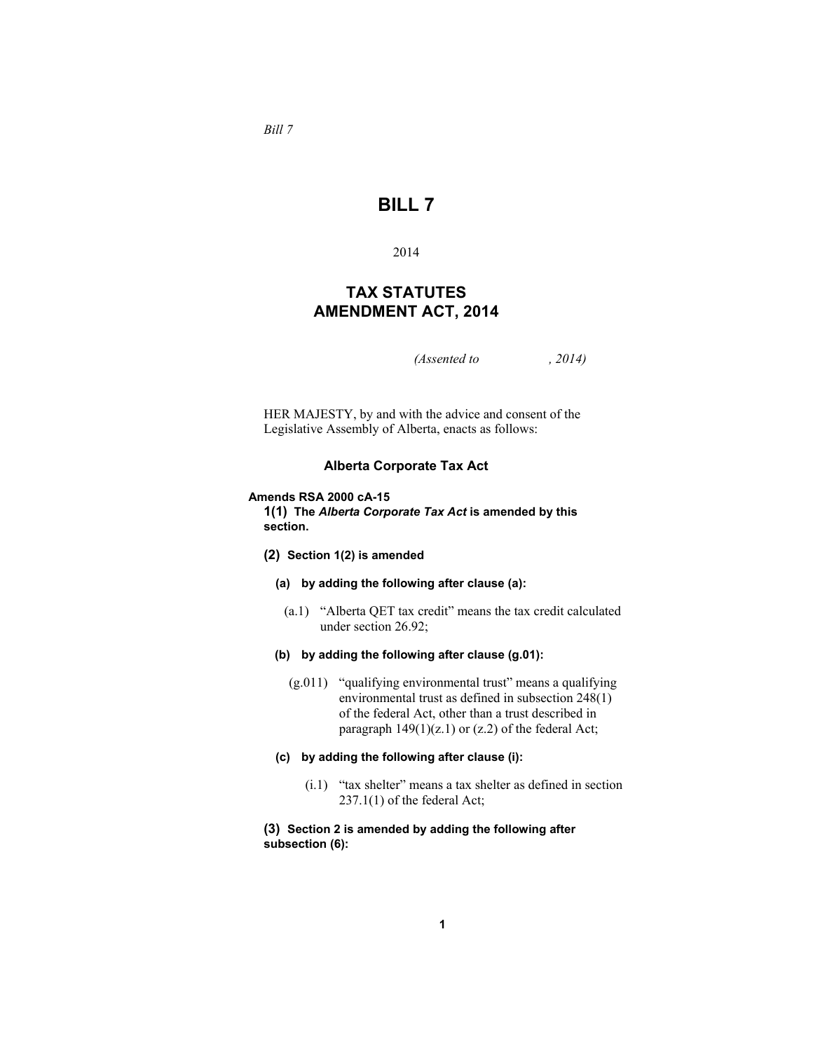*Bill 7*

# BILL 7

2014

## TAX STATUTES AMENDMENT ACT, 2014

*(Assented to , 2014)*

HER MAJESTY, by and with the advice and consent of the Legislative Assembly of Alberta, enacts as follows:

### Alberta Corporate Tax Act

**Amends RSA 2000 cA-15**

**1(1) The *Alberta Corporate Tax Act* is amended by this section.**

**(2) Section 1(2) is amended**

**(a) by adding the following after clause (a):**

(a.1) "Alberta QET tax credit" means the tax credit calculated under section 26.92;

**(b) by adding the following after clause (g.01):**

(g.011) "qualifying environmental trust" means a qualifying environmental trust as defined in subsection 248(1) of the federal Act, other than a trust described in paragraph 149(1)(z.1) or (z.2) of the federal Act;

**(c) by adding the following after clause (i):**

(i.1) "tax shelter" means a tax shelter as defined in section 237.1(1) of the federal Act;

**(3) Section 2 is amended by adding the following after subsection (6):**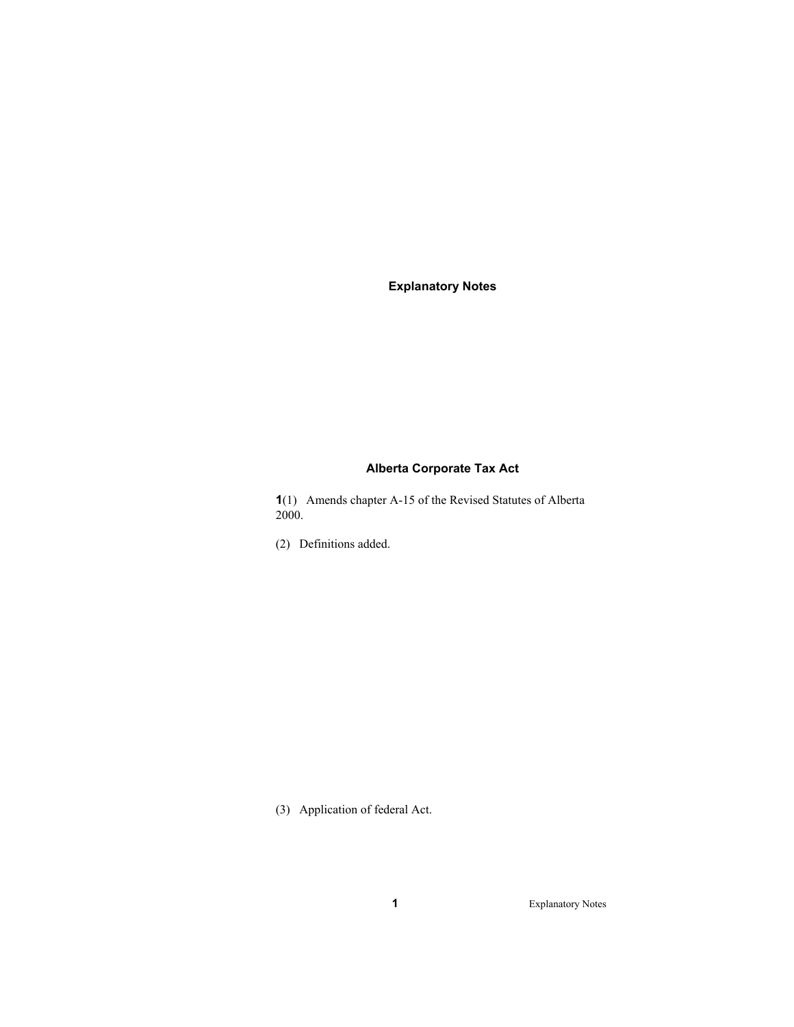# Explanatory Notes

## Alberta Corporate Tax Act

**1**(1) Amends chapter A-15 of the Revised Statutes of Alberta 2000.

(2) Definitions added.

(3) Application of federal Act.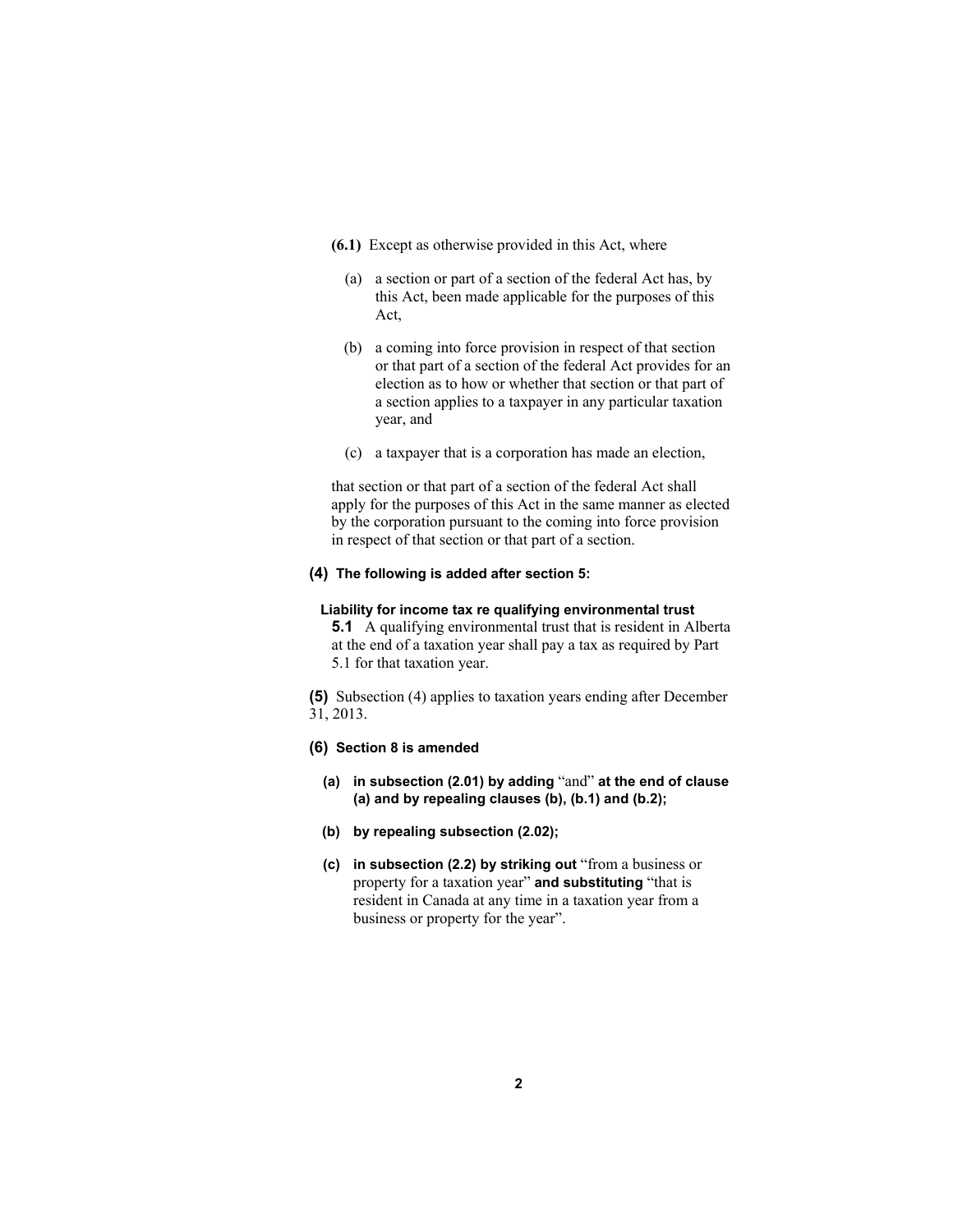**(6.1)** Except as otherwise provided in this Act, where

(a) a section or part of a section of the federal Act has, by this Act, been made applicable for the purposes of this Act,

(b) a coming into force provision in respect of that section or that part of a section of the federal Act provides for an election as to how or whether that section or that part of a section applies to a taxpayer in any particular taxation year, and

(c) a taxpayer that is a corporation has made an election,

that section or that part of a section of the federal Act shall apply for the purposes of this Act in the same manner as elected by the corporation pursuant to the coming into force provision in respect of that section or that part of a section.

**(4) The following is added after section 5:**

**Liability for income tax re qualifying environmental trust**

**5.1** A qualifying environmental trust that is resident in Alberta at the end of a taxation year shall pay a tax as required by Part 5.1 for that taxation year.

**(5)** Subsection (4) applies to taxation years ending after December 31, 2013.

**(6) Section 8 is amended**

**(a) in subsection (2.01) by adding** "and" **at the end of clause (a) and by repealing clauses (b), (b.1) and (b.2);**

**(b) by repealing subsection (2.02);**

**(c) in subsection (2.2) by striking out** "from a business or property for a taxation year" **and substituting** "that is resident in Canada at any time in a taxation year from a business or property for the year".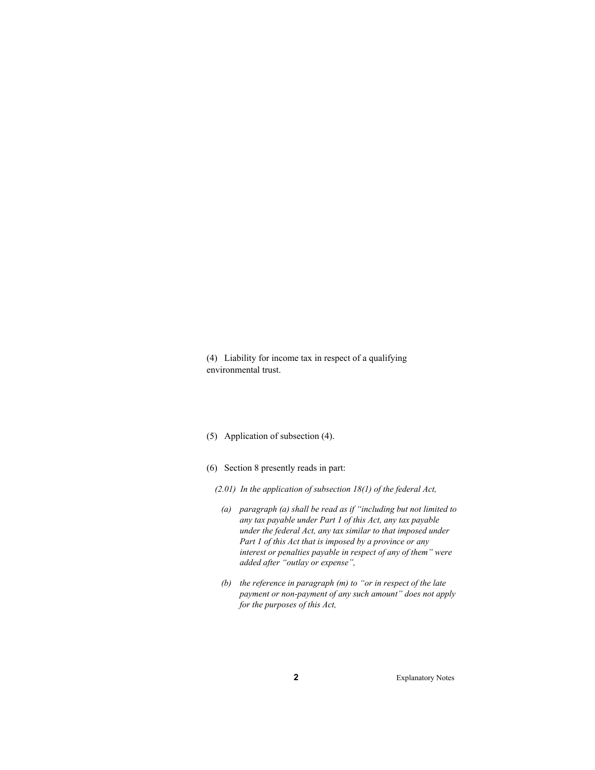(4) Liability for income tax in respect of a qualifying environmental trust.

(5) Application of subsection (4).

(6) Section 8 presently reads in part:

*(2.01) In the application of subsection 18(1) of the federal Act,*

*(a) paragraph (a) shall be read as if "including but not limited to any tax payable under Part 1 of this Act, any tax payable under the federal Act, any tax similar to that imposed under Part 1 of this Act that is imposed by a province or any interest or penalties payable in respect of any of them" were added after "outlay or expense",*

*(b) the reference in paragraph (m) to "or in respect of the late payment or non-payment of any such amount" does not apply for the purposes of this Act,*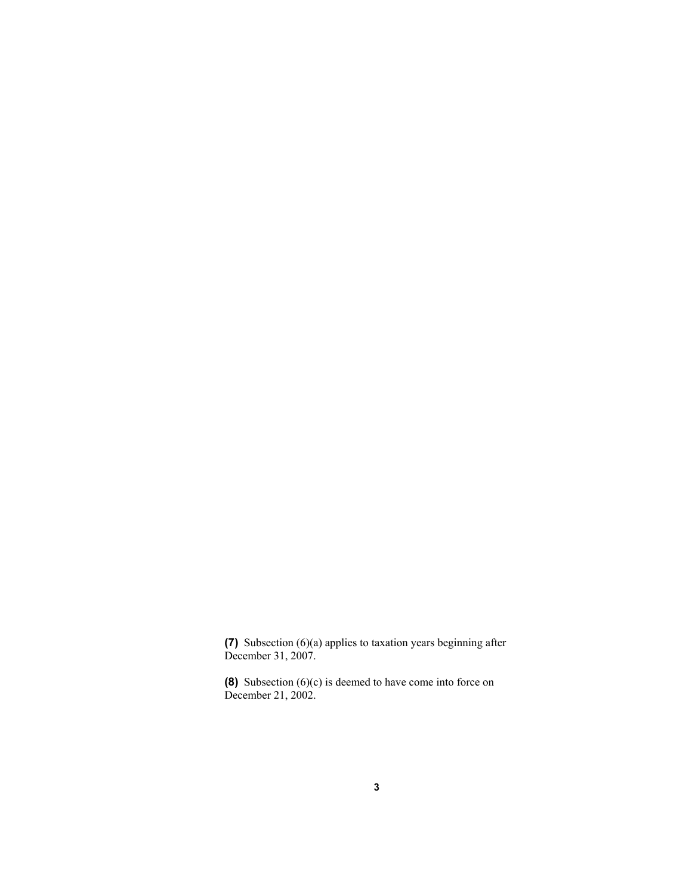**(7)** Subsection (6)(a) applies to taxation years beginning after December 31, 2007.

**(8)** Subsection (6)(c) is deemed to have come into force on December 21, 2002.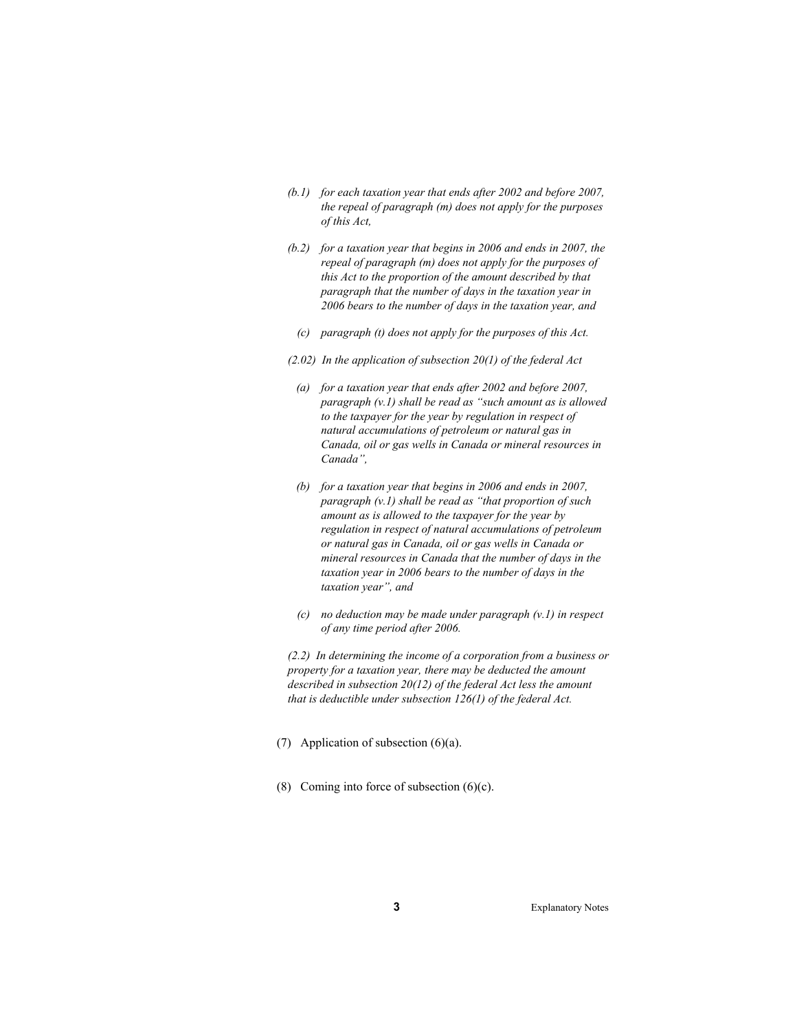*(b.1) for each taxation year that ends after 2002 and before 2007, the repeal of paragraph (m) does not apply for the purposes of this Act,*

*(b.2) for a taxation year that begins in 2006 and ends in 2007, the repeal of paragraph (m) does not apply for the purposes of this Act to the proportion of the amount described by that paragraph that the number of days in the taxation year in 2006 bears to the number of days in the taxation year, and*

*(c) paragraph (t) does not apply for the purposes of this Act.*

*(2.02) In the application of subsection 20(1) of the federal Act*

*(a) for a taxation year that ends after 2002 and before 2007, paragraph (v.1) shall be read as "such amount as is allowed to the taxpayer for the year by regulation in respect of natural accumulations of petroleum or natural gas in Canada, oil or gas wells in Canada or mineral resources in Canada",*

*(b) for a taxation year that begins in 2006 and ends in 2007, paragraph (v.1) shall be read as "that proportion of such amount as is allowed to the taxpayer for the year by regulation in respect of natural accumulations of petroleum or natural gas in Canada, oil or gas wells in Canada or mineral resources in Canada that the number of days in the taxation year in 2006 bears to the number of days in the taxation year", and*

*(c) no deduction may be made under paragraph (v.1) in respect of any time period after 2006.*

*(2.2) In determining the income of a corporation from a business or property for a taxation year, there may be deducted the amount described in subsection 20(12) of the federal Act less the amount that is deductible under subsection 126(1) of the federal Act.*

(7) Application of subsection (6)(a).

(8) Coming into force of subsection (6)(c).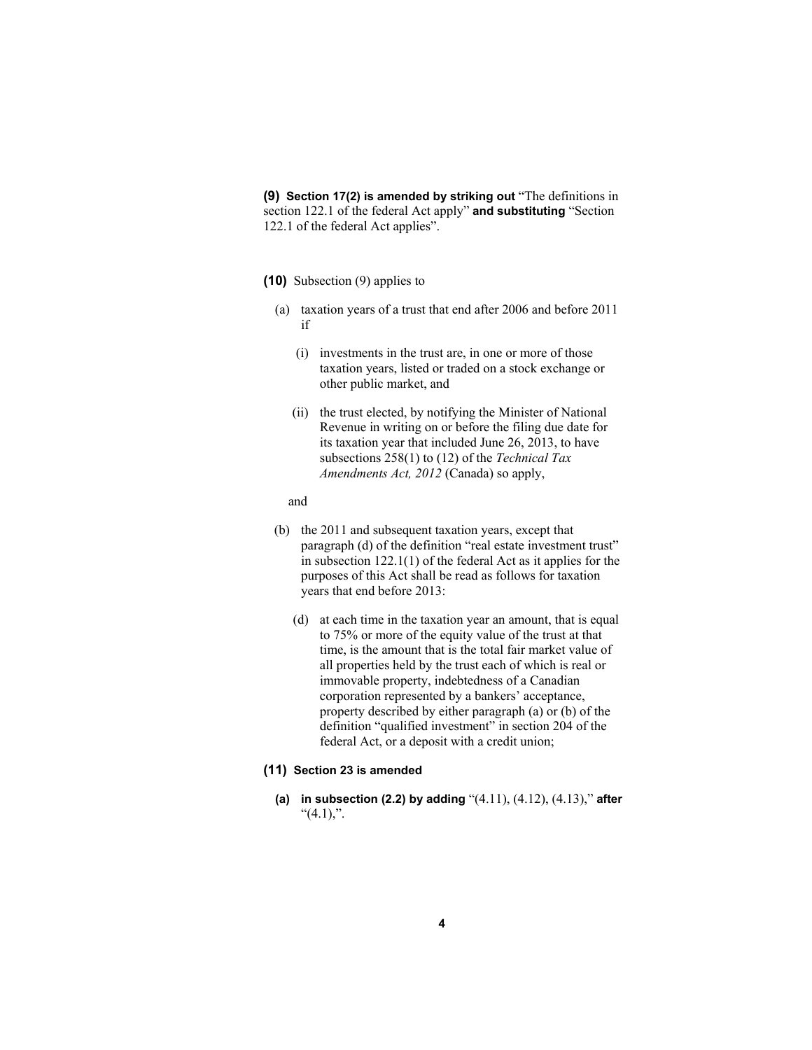**(9) Section 17(2) is amended by striking out** "The definitions in section 122.1 of the federal Act apply" **and substituting** "Section 122.1 of the federal Act applies".

**(10)** Subsection (9) applies to

(a) taxation years of a trust that end after 2006 and before 2011 if

(i) investments in the trust are, in one or more of those taxation years, listed or traded on a stock exchange or other public market, and

(ii) the trust elected, by notifying the Minister of National Revenue in writing on or before the filing due date for its taxation year that included June 26, 2013, to have subsections 258(1) to (12) of the *Technical Tax Amendments Act, 2012* (Canada) so apply,

and

(b) the 2011 and subsequent taxation years, except that paragraph (d) of the definition "real estate investment trust" in subsection 122.1(1) of the federal Act as it applies for the purposes of this Act shall be read as follows for taxation years that end before 2013:

(d) at each time in the taxation year an amount, that is equal to 75% or more of the equity value of the trust at that time, is the amount that is the total fair market value of all properties held by the trust each of which is real or immovable property, indebtedness of a Canadian corporation represented by a bankers' acceptance, property described by either paragraph (a) or (b) of the definition "qualified investment" in section 204 of the federal Act, or a deposit with a credit union;

**(11) Section 23 is amended**

**(a) in subsection (2.2) by adding** "(4.11), (4.12), (4.13)," **after** "(4.1),".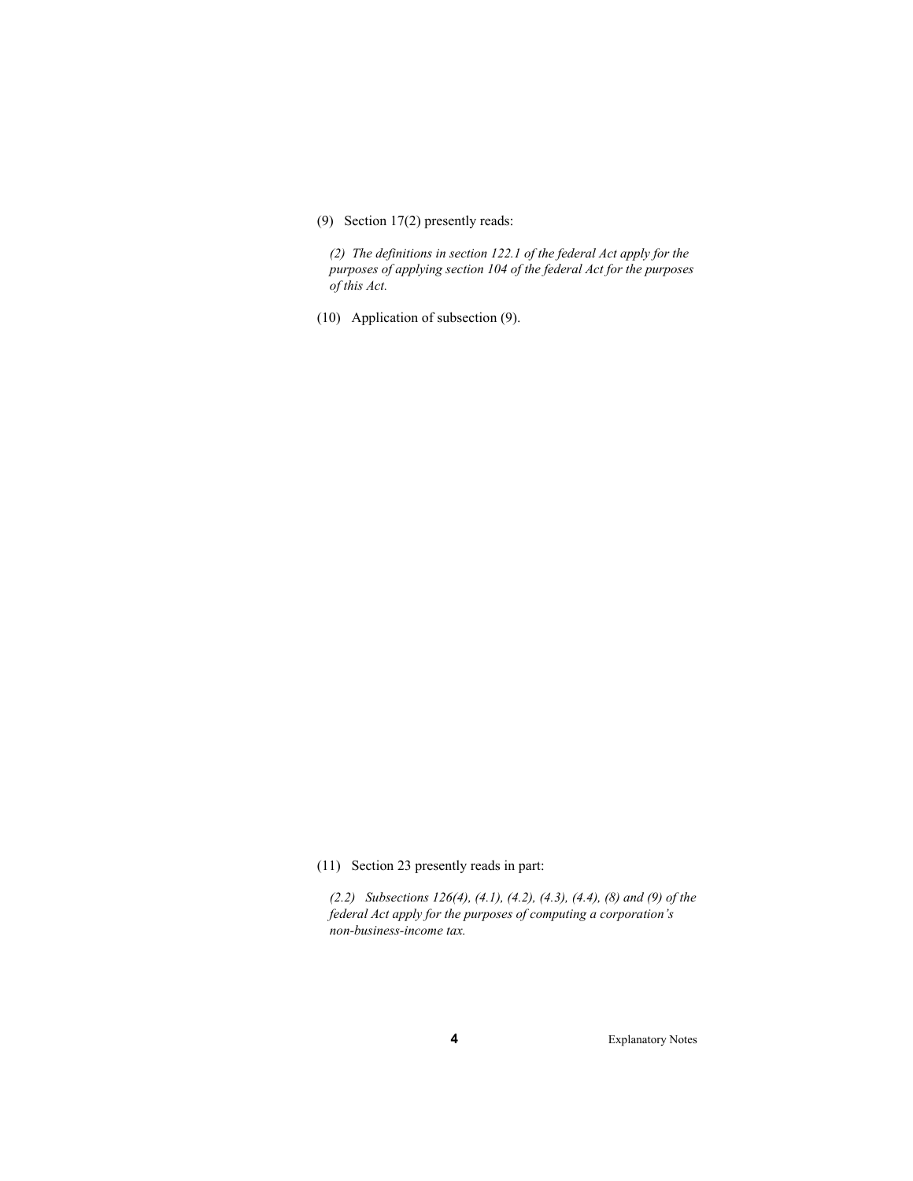(9) Section 17(2) presently reads:

*(2) The definitions in section 122.1 of the federal Act apply for the purposes of applying section 104 of the federal Act for the purposes of this Act.*

(10) Application of subsection (9).

(11) Section 23 presently reads in part:

*(2.2) Subsections 126(4), (4.1), (4.2), (4.3), (4.4), (8) and (9) of the federal Act apply for the purposes of computing a corporation's non-business-income tax.*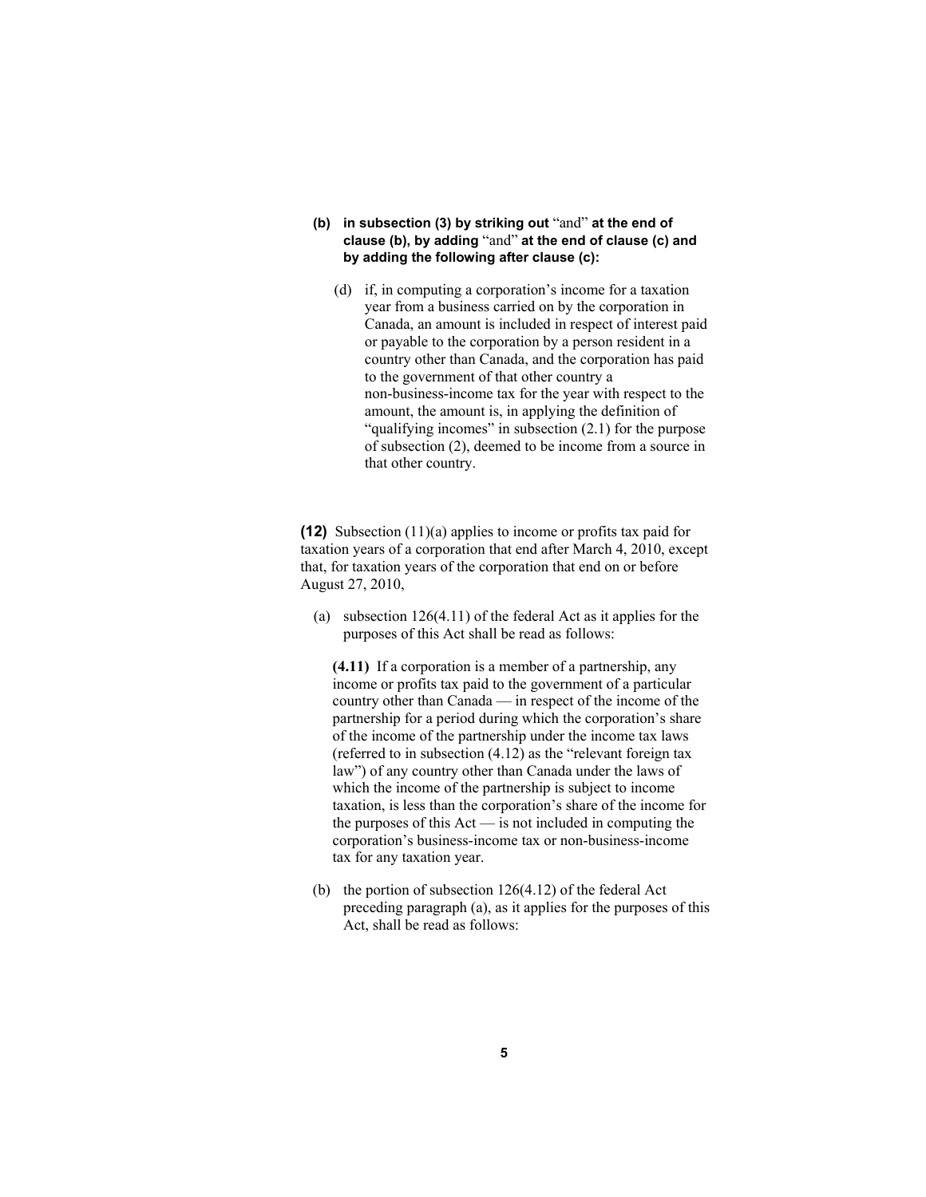**(b) in subsection (3) by striking out** "and" **at the end of clause (b), by adding** "and" **at the end of clause (c) and by adding the following after clause (c):**

(d) if, in computing a corporation's income for a taxation year from a business carried on by the corporation in Canada, an amount is included in respect of interest paid or payable to the corporation by a person resident in a country other than Canada, and the corporation has paid to the government of that other country a non-business-income tax for the year with respect to the amount, the amount is, in applying the definition of "qualifying incomes" in subsection (2.1) for the purpose of subsection (2), deemed to be income from a source in that other country.

**(12)** Subsection (11)(a) applies to income or profits tax paid for taxation years of a corporation that end after March 4, 2010, except that, for taxation years of the corporation that end on or before August 27, 2010,

(a) subsection 126(4.11) of the federal Act as it applies for the purposes of this Act shall be read as follows:

**(4.11)** If a corporation is a member of a partnership, any income or profits tax paid to the government of a particular country other than Canada — in respect of the income of the partnership for a period during which the corporation's share of the income of the partnership under the income tax laws (referred to in subsection (4.12) as the "relevant foreign tax law") of any country other than Canada under the laws of which the income of the partnership is subject to income taxation, is less than the corporation's share of the income for the purposes of this Act — is not included in computing the corporation's business-income tax or non-business-income tax for any taxation year.

(b) the portion of subsection 126(4.12) of the federal Act preceding paragraph (a), as it applies for the purposes of this Act, shall be read as follows: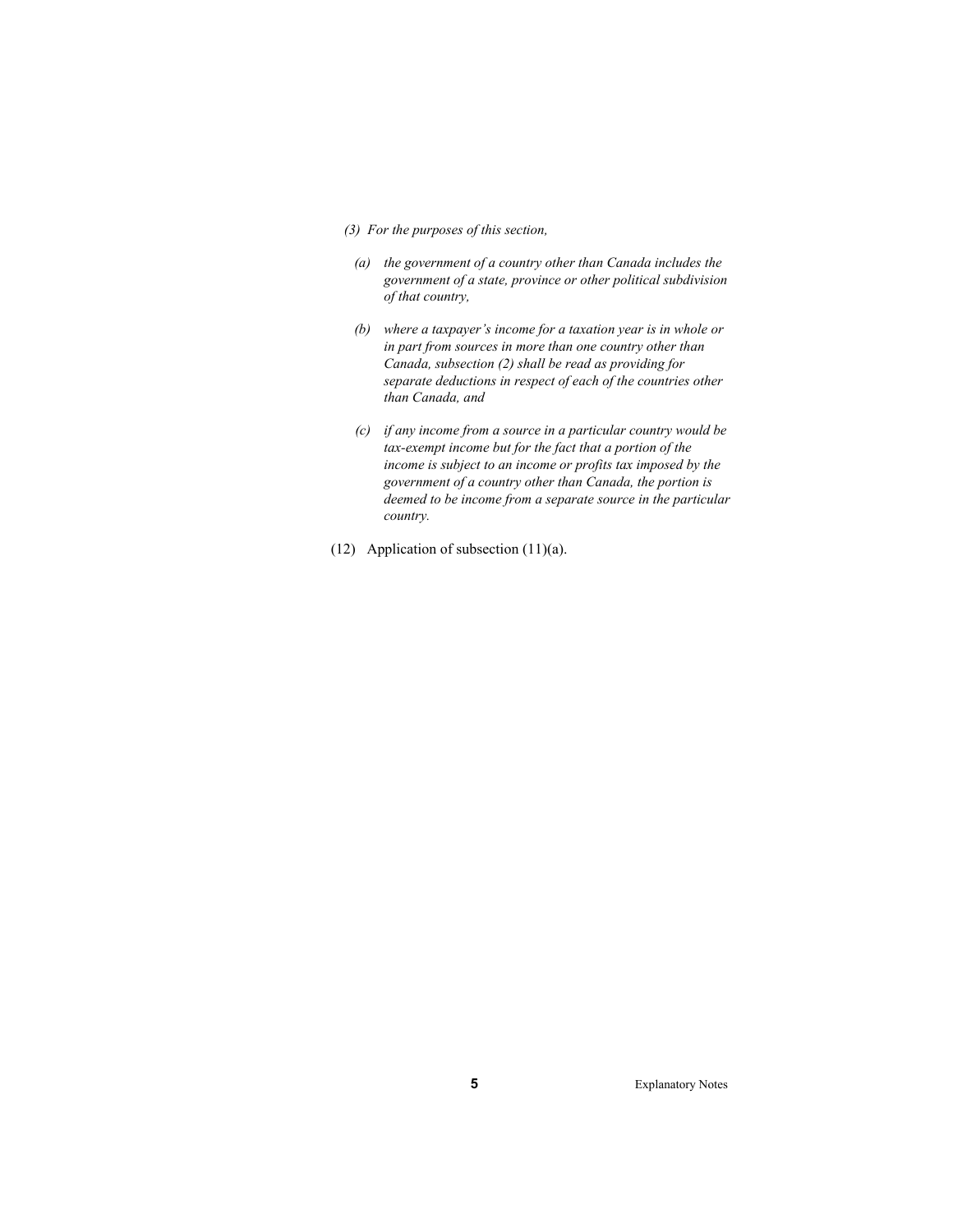*(3) For the purposes of this section,*

*(a) the government of a country other than Canada includes the government of a state, province or other political subdivision of that country,*

*(b) where a taxpayer's income for a taxation year is in whole or in part from sources in more than one country other than Canada, subsection (2) shall be read as providing for separate deductions in respect of each of the countries other than Canada, and*

*(c) if any income from a source in a particular country would be tax-exempt income but for the fact that a portion of the income is subject to an income or profits tax imposed by the government of a country other than Canada, the portion is deemed to be income from a separate source in the particular country.*

(12) Application of subsection (11)(a).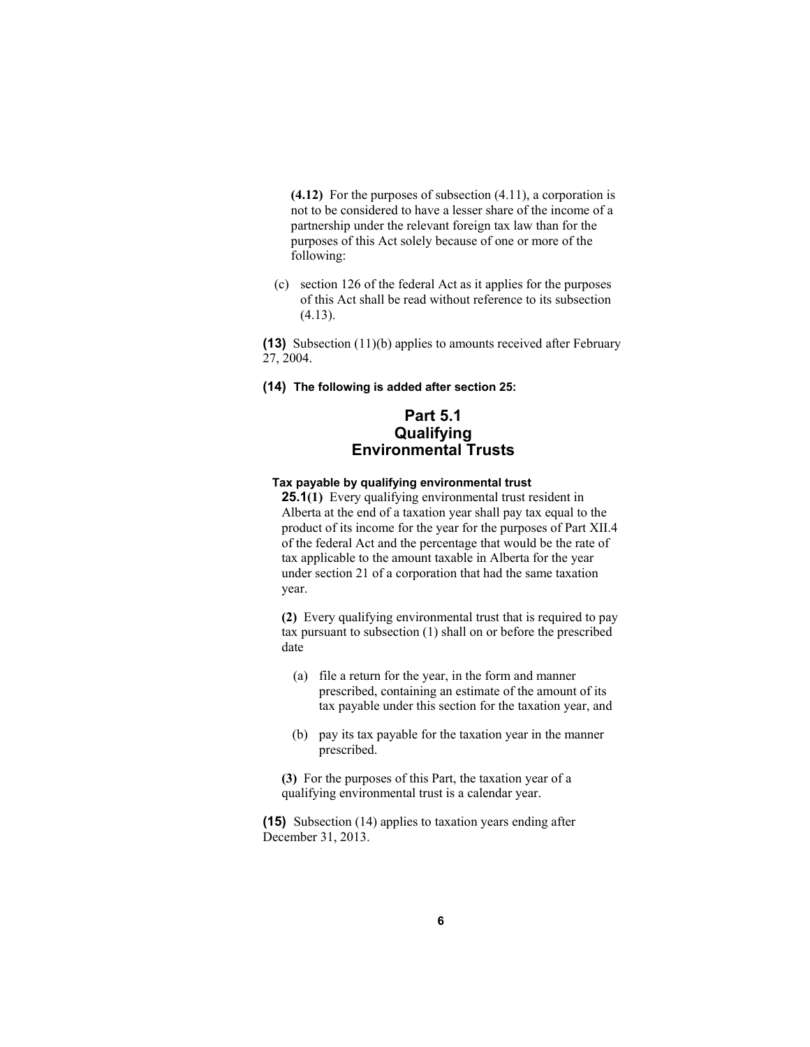**(4.12)** For the purposes of subsection (4.11), a corporation is not to be considered to have a lesser share of the income of a partnership under the relevant foreign tax law than for the purposes of this Act solely because of one or more of the following:

(c) section 126 of the federal Act as it applies for the purposes of this Act shall be read without reference to its subsection (4.13).

**(13)** Subsection (11)(b) applies to amounts received after February 27, 2004.

**(14) The following is added after section 25:**

## Part 5.1 Qualifying Environmental Trusts

**Tax payable by qualifying environmental trust**

**25.1(1)** Every qualifying environmental trust resident in Alberta at the end of a taxation year shall pay tax equal to the product of its income for the year for the purposes of Part XII.4 of the federal Act and the percentage that would be the rate of tax applicable to the amount taxable in Alberta for the year under section 21 of a corporation that had the same taxation year.

**(2)** Every qualifying environmental trust that is required to pay tax pursuant to subsection (1) shall on or before the prescribed date

(a) file a return for the year, in the form and manner prescribed, containing an estimate of the amount of its tax payable under this section for the taxation year, and

(b) pay its tax payable for the taxation year in the manner prescribed.

**(3)** For the purposes of this Part, the taxation year of a qualifying environmental trust is a calendar year.

**(15)** Subsection (14) applies to taxation years ending after December 31, 2013.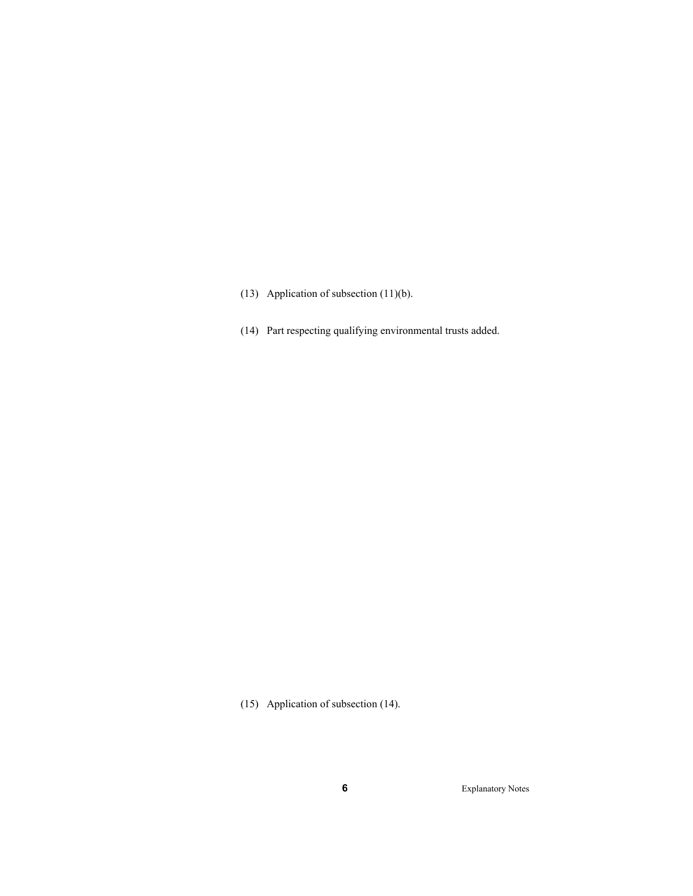(13) Application of subsection (11)(b).

(14) Part respecting qualifying environmental trusts added.

(15) Application of subsection (14).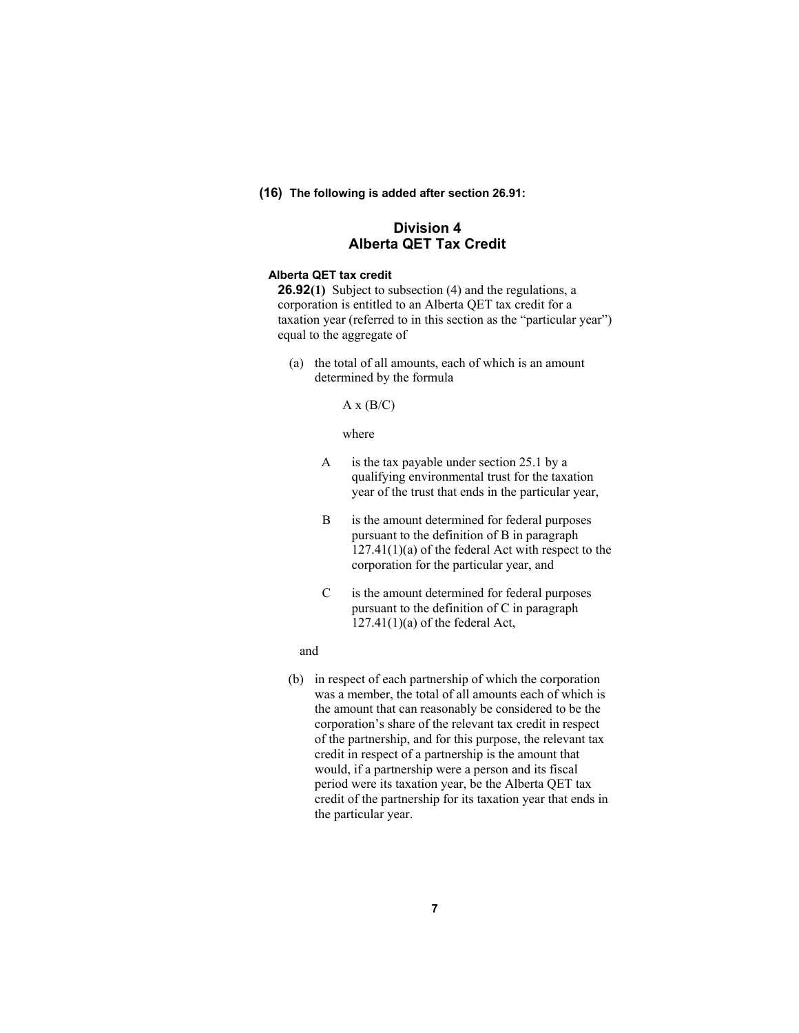**(16) The following is added after section 26.91:**

## Division 4
## Alberta QET Tax Credit

**Alberta QET tax credit**

**26.92(1)** Subject to subsection (4) and the regulations, a corporation is entitled to an Alberta QET tax credit for a taxation year (referred to in this section as the "particular year") equal to the aggregate of

(a) the total of all amounts, each of which is an amount determined by the formula

$$A \times (B/C)$$

where

A is the tax payable under section 25.1 by a qualifying environmental trust for the taxation year of the trust that ends in the particular year,

B is the amount determined for federal purposes pursuant to the definition of B in paragraph 127.41(1)(a) of the federal Act with respect to the corporation for the particular year, and

C is the amount determined for federal purposes pursuant to the definition of C in paragraph 127.41(1)(a) of the federal Act,

and

(b) in respect of each partnership of which the corporation was a member, the total of all amounts each of which is the amount that can reasonably be considered to be the corporation's share of the relevant tax credit in respect of the partnership, and for this purpose, the relevant tax credit in respect of a partnership is the amount that would, if a partnership were a person and its fiscal period were its taxation year, be the Alberta QET tax credit of the partnership for its taxation year that ends in the particular year.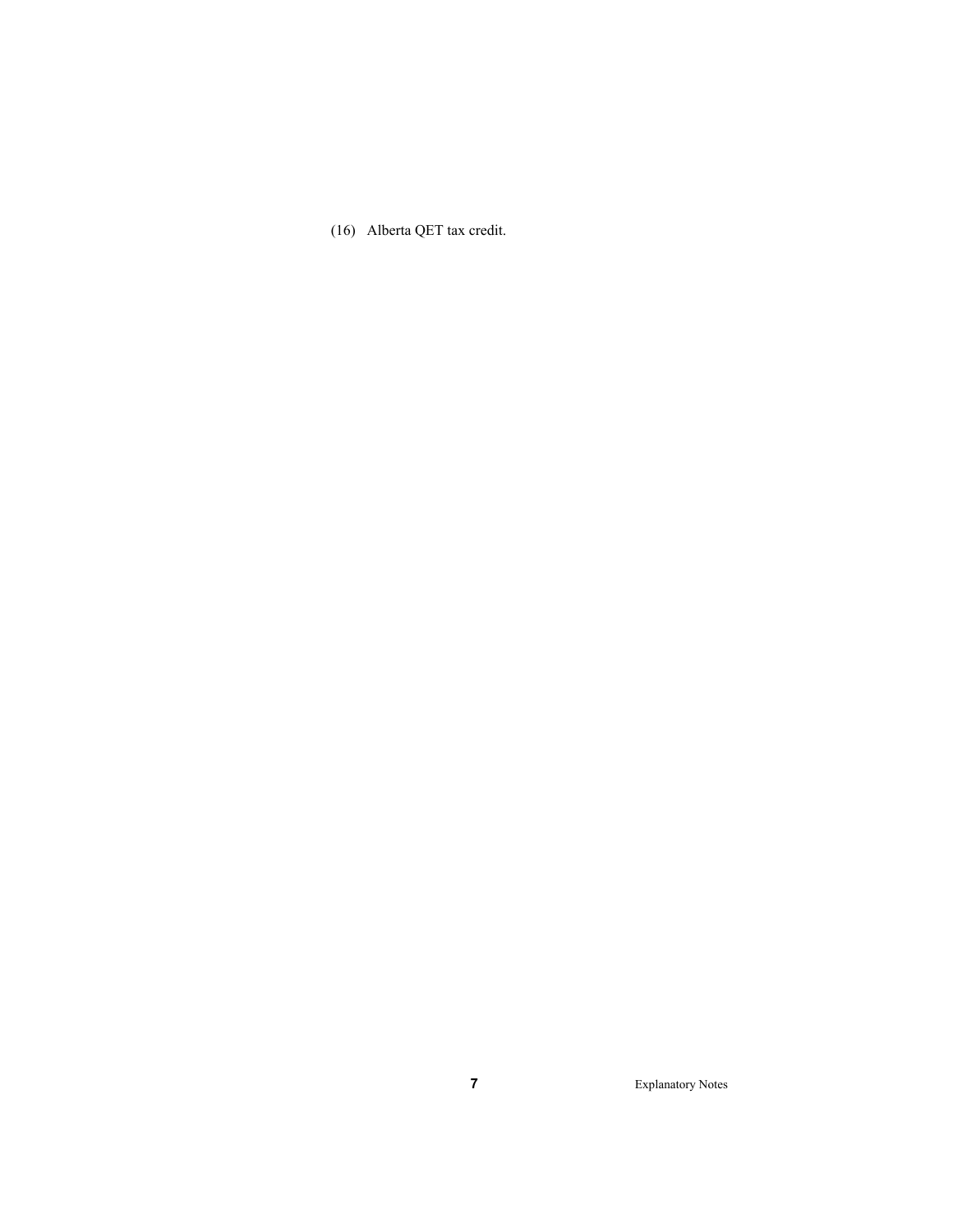(16) Alberta QET tax credit.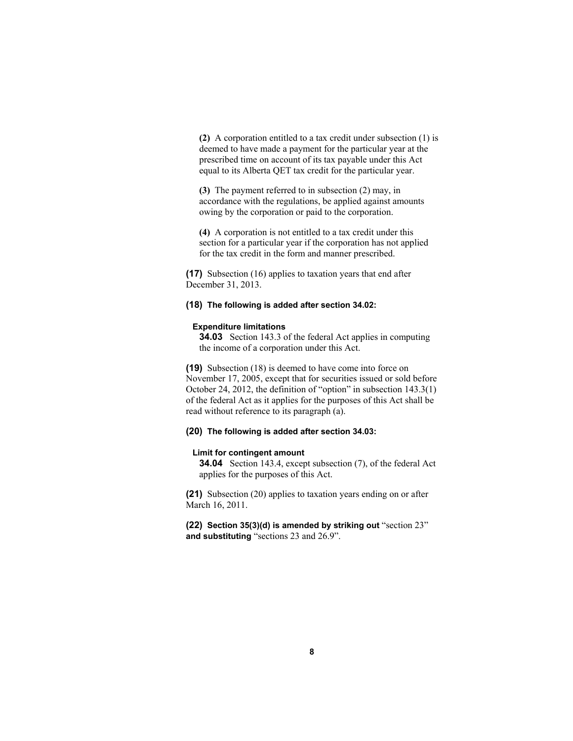**(2)** A corporation entitled to a tax credit under subsection (1) is deemed to have made a payment for the particular year at the prescribed time on account of its tax payable under this Act equal to its Alberta QET tax credit for the particular year.

**(3)** The payment referred to in subsection (2) may, in accordance with the regulations, be applied against amounts owing by the corporation or paid to the corporation.

**(4)** A corporation is not entitled to a tax credit under this section for a particular year if the corporation has not applied for the tax credit in the form and manner prescribed.

**(17)** Subsection (16) applies to taxation years that end after December 31, 2013.

**(18) The following is added after section 34.02:**

**Expenditure limitations**

**34.03** Section 143.3 of the federal Act applies in computing the income of a corporation under this Act.

**(19)** Subsection (18) is deemed to have come into force on November 17, 2005, except that for securities issued or sold before October 24, 2012, the definition of "option" in subsection 143.3(1) of the federal Act as it applies for the purposes of this Act shall be read without reference to its paragraph (a).

**(20) The following is added after section 34.03:**

**Limit for contingent amount**

**34.04** Section 143.4, except subsection (7), of the federal Act applies for the purposes of this Act.

**(21)** Subsection (20) applies to taxation years ending on or after March 16, 2011.

**(22) Section 35(3)(d) is amended by striking out** "section 23" **and substituting** "sections 23 and 26.9".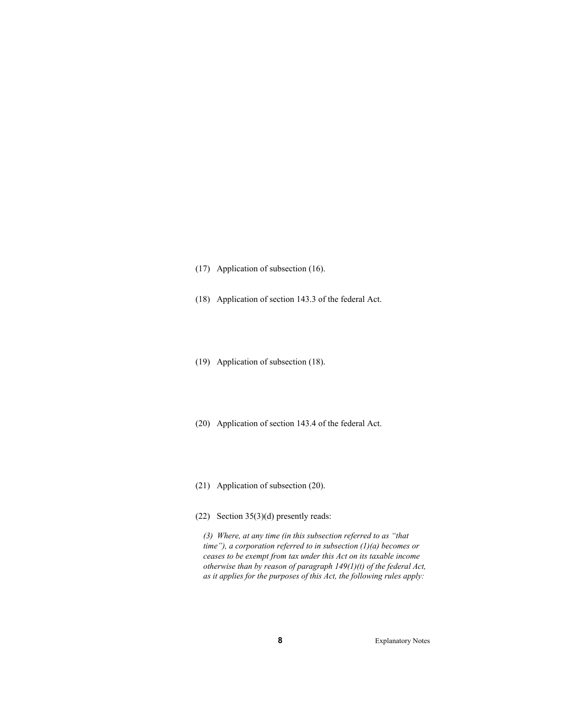(17) Application of subsection (16).

(18) Application of section 143.3 of the federal Act.

(19) Application of subsection (18).

(20) Application of section 143.4 of the federal Act.

(21) Application of subsection (20).

(22) Section 35(3)(d) presently reads:

*(3) Where, at any time (in this subsection referred to as "that time"), a corporation referred to in subsection (1)(a) becomes or ceases to be exempt from tax under this Act on its taxable income otherwise than by reason of paragraph 149(1)(t) of the federal Act, as it applies for the purposes of this Act, the following rules apply:*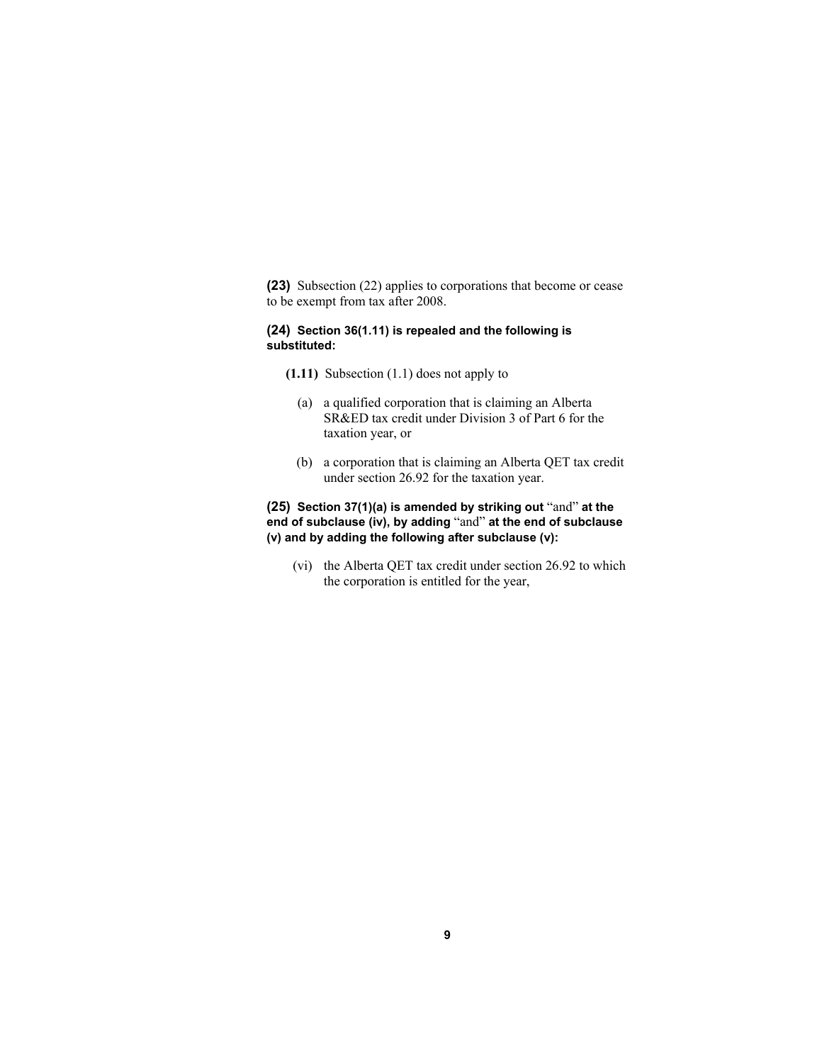**(23)** Subsection (22) applies to corporations that become or cease to be exempt from tax after 2008.

**(24) Section 36(1.11) is repealed and the following is substituted:**

> **(1.11)** Subsection (1.1) does not apply to
>
> (a) a qualified corporation that is claiming an Alberta SR&ED tax credit under Division 3 of Part 6 for the taxation year, or
>
> (b) a corporation that is claiming an Alberta QET tax credit under section 26.92 for the taxation year.

**(25) Section 37(1)(a) is amended by striking out** "and" **at the end of subclause (iv), by adding** "and" **at the end of subclause (v) and by adding the following after subclause (v):**

> (vi) the Alberta QET tax credit under section 26.92 to which the corporation is entitled for the year,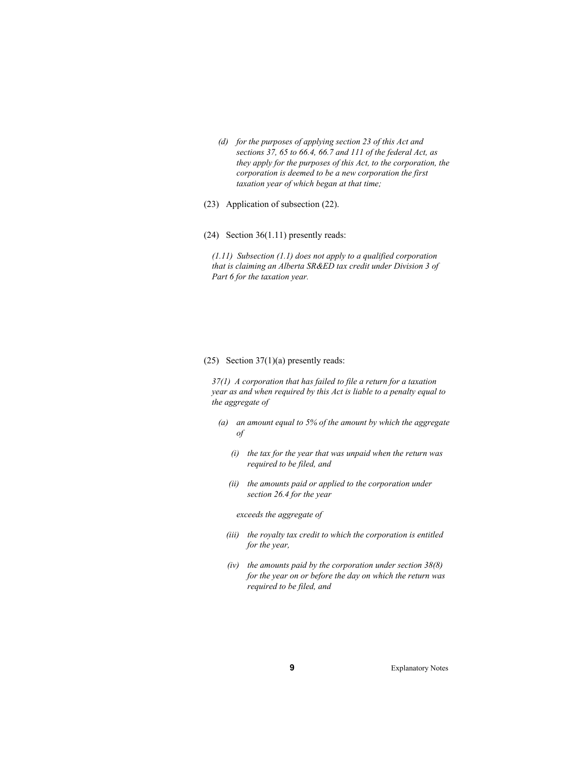*(d) for the purposes of applying section 23 of this Act and sections 37, 65 to 66.4, 66.7 and 111 of the federal Act, as they apply for the purposes of this Act, to the corporation, the corporation is deemed to be a new corporation the first taxation year of which began at that time;*

(23) Application of subsection (22).

(24) Section 36(1.11) presently reads:

*(1.11) Subsection (1.1) does not apply to a qualified corporation that is claiming an Alberta SR&ED tax credit under Division 3 of Part 6 for the taxation year.*

(25) Section 37(1)(a) presently reads:

*37(1) A corporation that has failed to file a return for a taxation year as and when required by this Act is liable to a penalty equal to the aggregate of*

*(a) an amount equal to 5% of the amount by which the aggregate of*

*(i) the tax for the year that was unpaid when the return was required to be filed, and*

*(ii) the amounts paid or applied to the corporation under section 26.4 for the year*

*exceeds the aggregate of*

*(iii) the royalty tax credit to which the corporation is entitled for the year,*

*(iv) the amounts paid by the corporation under section 38(8) for the year on or before the day on which the return was required to be filed, and*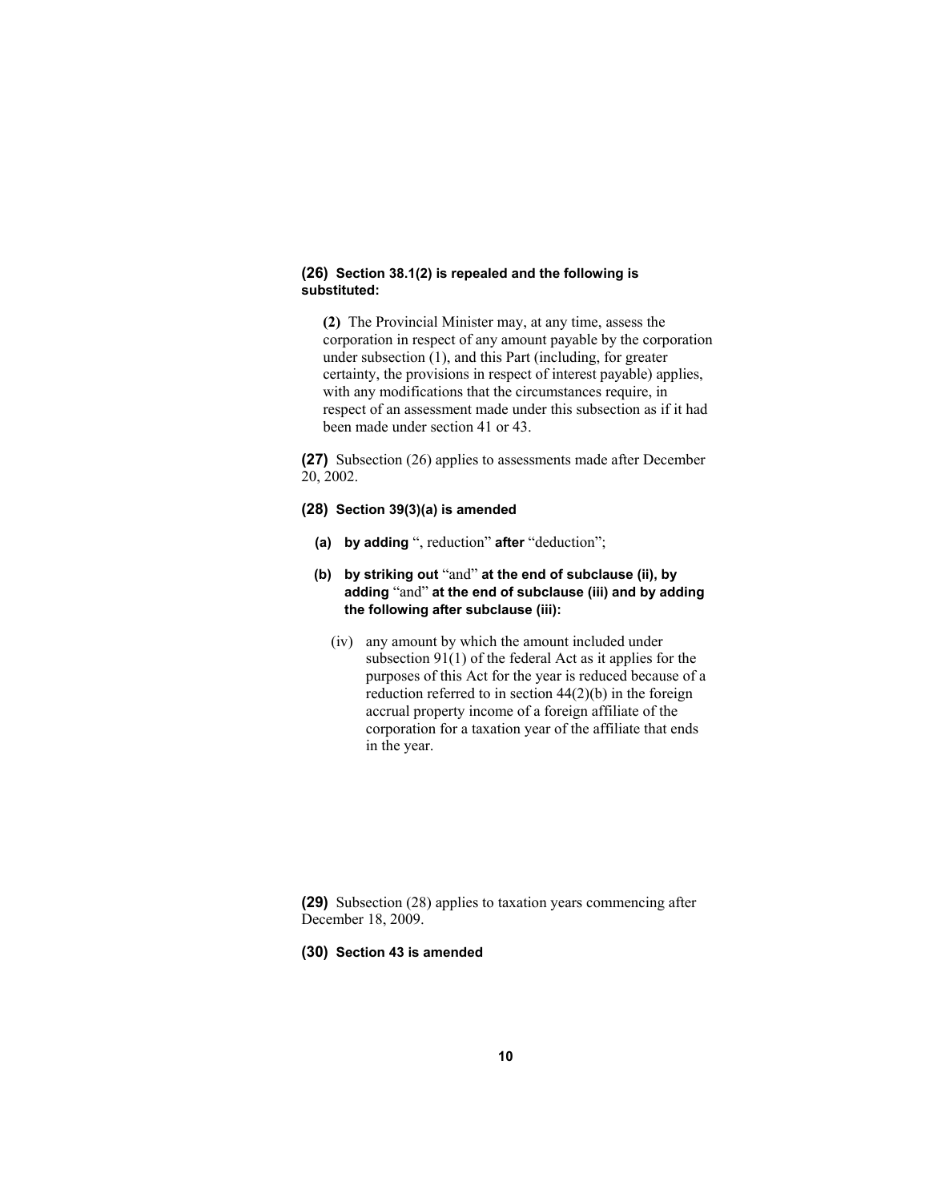**(26) Section 38.1(2) is repealed and the following is substituted:**

> **(2)** The Provincial Minister may, at any time, assess the corporation in respect of any amount payable by the corporation under subsection (1), and this Part (including, for greater certainty, the provisions in respect of interest payable) applies, with any modifications that the circumstances require, in respect of an assessment made under this subsection as if it had been made under section 41 or 43.

**(27)** Subsection (26) applies to assessments made after December 20, 2002.

**(28) Section 39(3)(a) is amended**

- **(a) by adding** ", reduction" **after** "deduction";
- **(b) by striking out** "and" **at the end of subclause (ii), by adding** "and" **at the end of subclause (iii) and by adding the following after subclause (iii):**

> (iv) any amount by which the amount included under subsection 91(1) of the federal Act as it applies for the purposes of this Act for the year is reduced because of a reduction referred to in section 44(2)(b) in the foreign accrual property income of a foreign affiliate of the corporation for a taxation year of the affiliate that ends in the year.

**(29)** Subsection (28) applies to taxation years commencing after December 18, 2009.

**(30) Section 43 is amended**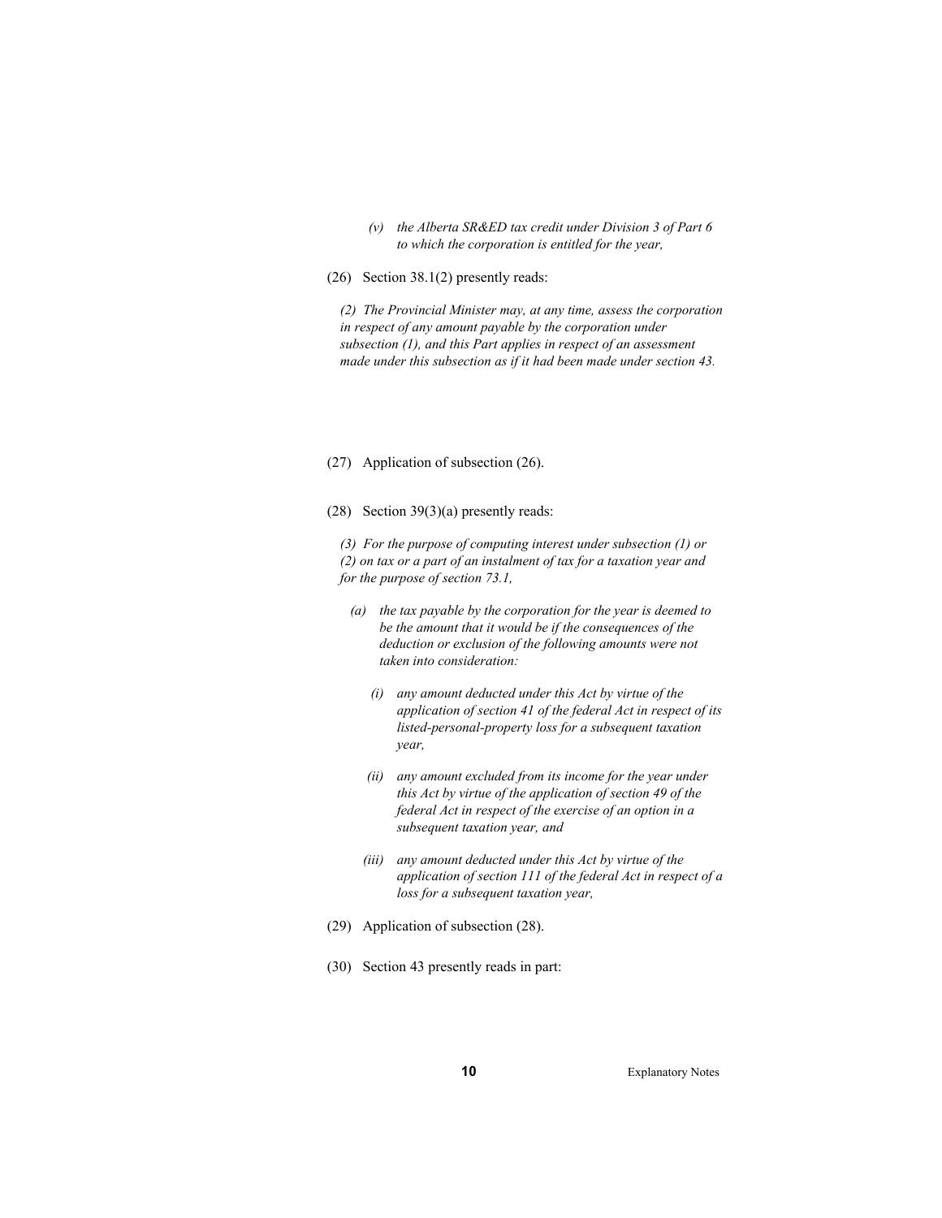*(v) the Alberta SR&ED tax credit under Division 3 of Part 6 to which the corporation is entitled for the year,*

(26) Section 38.1(2) presently reads:

*(2) The Provincial Minister may, at any time, assess the corporation in respect of any amount payable by the corporation under subsection (1), and this Part applies in respect of an assessment made under this subsection as if it had been made under section 43.*

(27) Application of subsection (26).

(28) Section 39(3)(a) presently reads:

*(3) For the purpose of computing interest under subsection (1) or (2) on tax or a part of an instalment of tax for a taxation year and for the purpose of section 73.1,*

*(a) the tax payable by the corporation for the year is deemed to be the amount that it would be if the consequences of the deduction or exclusion of the following amounts were not taken into consideration:*

*(i) any amount deducted under this Act by virtue of the application of section 41 of the federal Act in respect of its listed-personal-property loss for a subsequent taxation year,*

*(ii) any amount excluded from its income for the year under this Act by virtue of the application of section 49 of the federal Act in respect of the exercise of an option in a subsequent taxation year, and*

*(iii) any amount deducted under this Act by virtue of the application of section 111 of the federal Act in respect of a loss for a subsequent taxation year,*

(29) Application of subsection (28).

(30) Section 43 presently reads in part: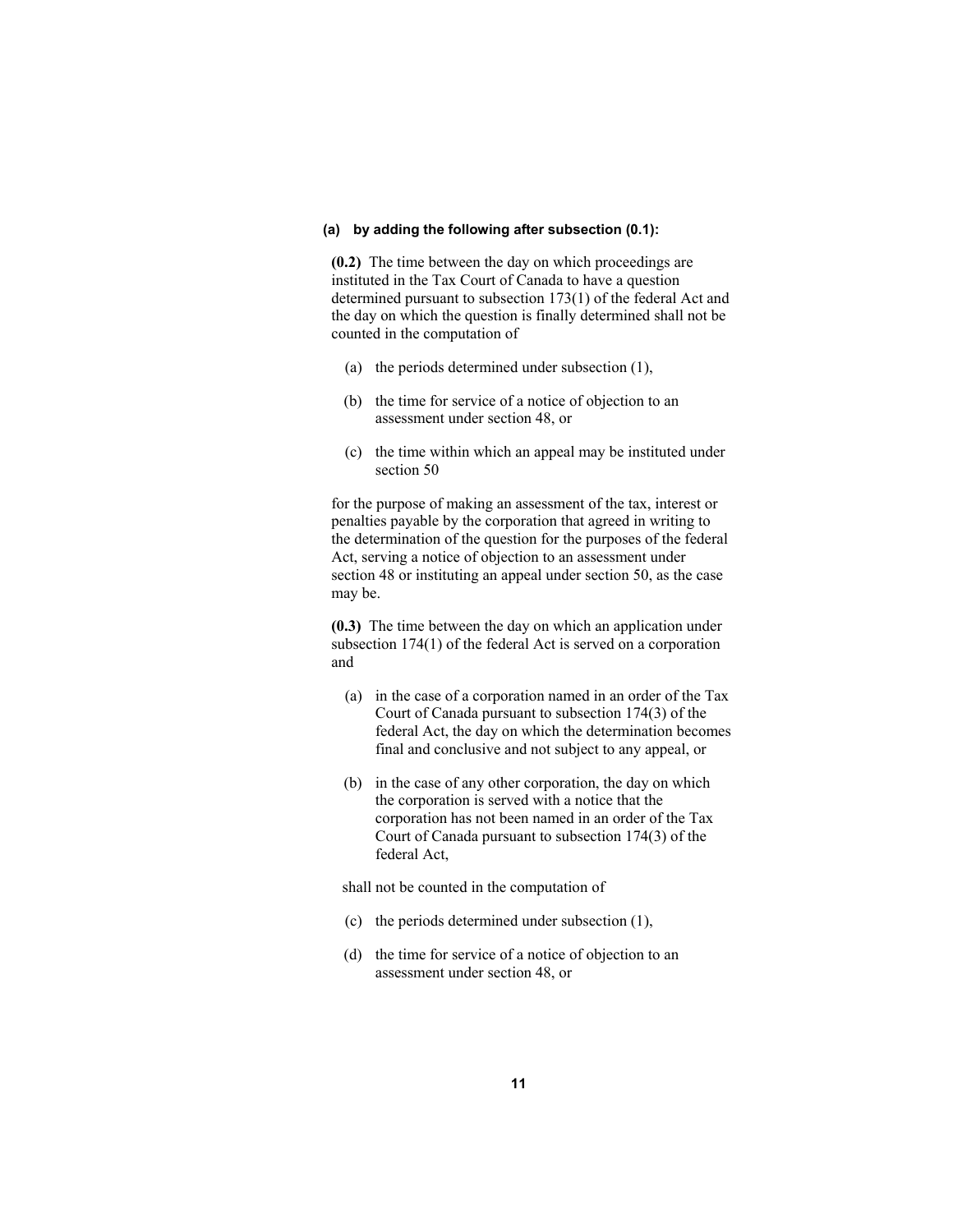**(a) by adding the following after subsection (0.1):**

**(0.2)** The time between the day on which proceedings are instituted in the Tax Court of Canada to have a question determined pursuant to subsection 173(1) of the federal Act and the day on which the question is finally determined shall not be counted in the computation of

(a) the periods determined under subsection (1),

(b) the time for service of a notice of objection to an assessment under section 48, or

(c) the time within which an appeal may be instituted under section 50

for the purpose of making an assessment of the tax, interest or penalties payable by the corporation that agreed in writing to the determination of the question for the purposes of the federal Act, serving a notice of objection to an assessment under section 48 or instituting an appeal under section 50, as the case may be.

**(0.3)** The time between the day on which an application under subsection 174(1) of the federal Act is served on a corporation and

(a) in the case of a corporation named in an order of the Tax Court of Canada pursuant to subsection 174(3) of the federal Act, the day on which the determination becomes final and conclusive and not subject to any appeal, or

(b) in the case of any other corporation, the day on which the corporation is served with a notice that the corporation has not been named in an order of the Tax Court of Canada pursuant to subsection 174(3) of the federal Act,

shall not be counted in the computation of

(c) the periods determined under subsection (1),

(d) the time for service of a notice of objection to an assessment under section 48, or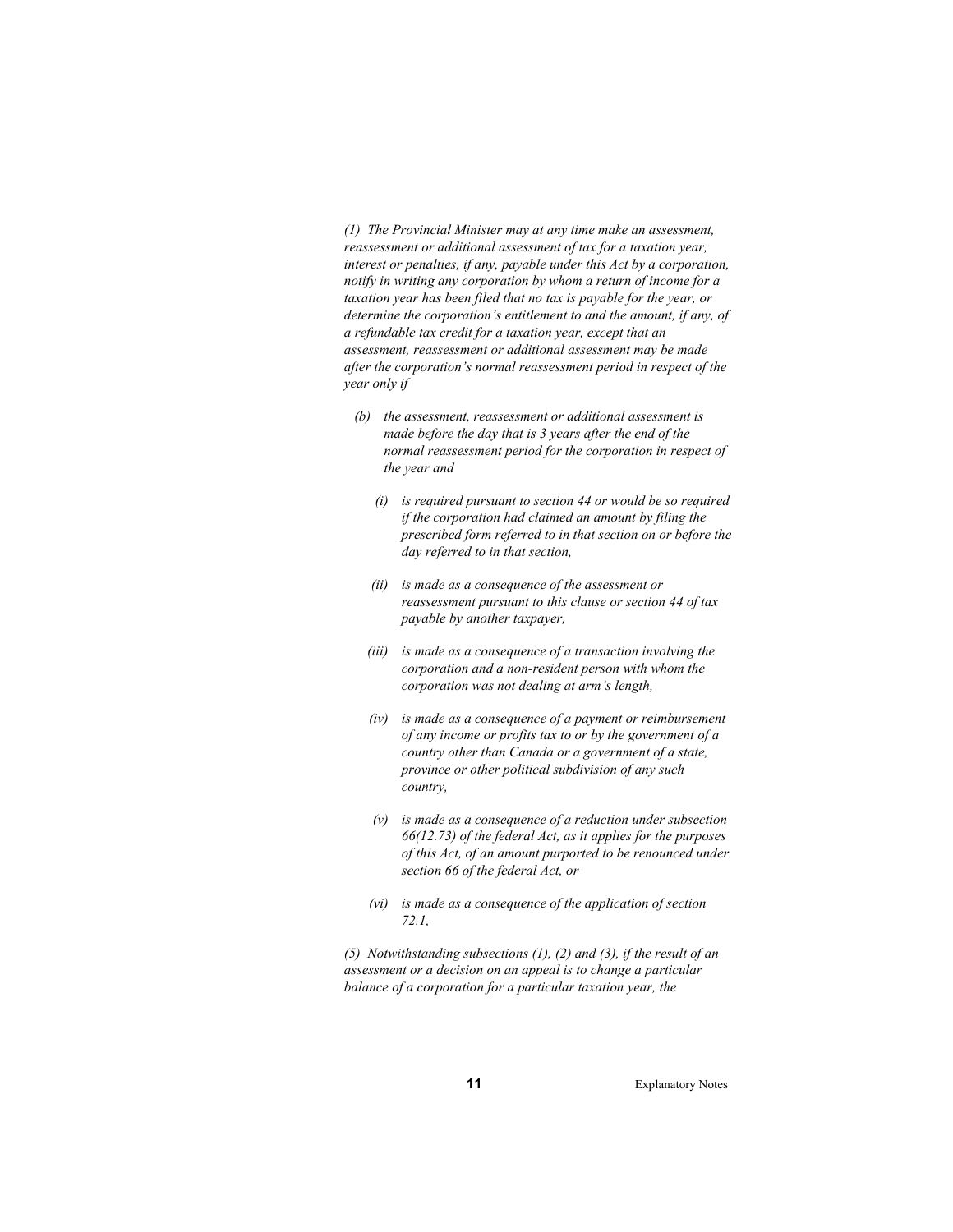*(1) The Provincial Minister may at any time make an assessment, reassessment or additional assessment of tax for a taxation year, interest or penalties, if any, payable under this Act by a corporation, notify in writing any corporation by whom a return of income for a taxation year has been filed that no tax is payable for the year, or determine the corporation's entitlement to and the amount, if any, of a refundable tax credit for a taxation year, except that an assessment, reassessment or additional assessment may be made after the corporation's normal reassessment period in respect of the year only if*

- *(b) the assessment, reassessment or additional assessment is made before the day that is 3 years after the end of the normal reassessment period for the corporation in respect of the year and*

  - *(i) is required pursuant to section 44 or would be so required if the corporation had claimed an amount by filing the prescribed form referred to in that section on or before the day referred to in that section,*

  - *(ii) is made as a consequence of the assessment or reassessment pursuant to this clause or section 44 of tax payable by another taxpayer,*

  - *(iii) is made as a consequence of a transaction involving the corporation and a non-resident person with whom the corporation was not dealing at arm's length,*

  - *(iv) is made as a consequence of a payment or reimbursement of any income or profits tax to or by the government of a country other than Canada or a government of a state, province or other political subdivision of any such country,*

  - *(v) is made as a consequence of a reduction under subsection 66(12.73) of the federal Act, as it applies for the purposes of this Act, of an amount purported to be renounced under section 66 of the federal Act, or*

  - *(vi) is made as a consequence of the application of section 72.1,*

*(5) Notwithstanding subsections (1), (2) and (3), if the result of an assessment or a decision on an appeal is to change a particular balance of a corporation for a particular taxation year, the*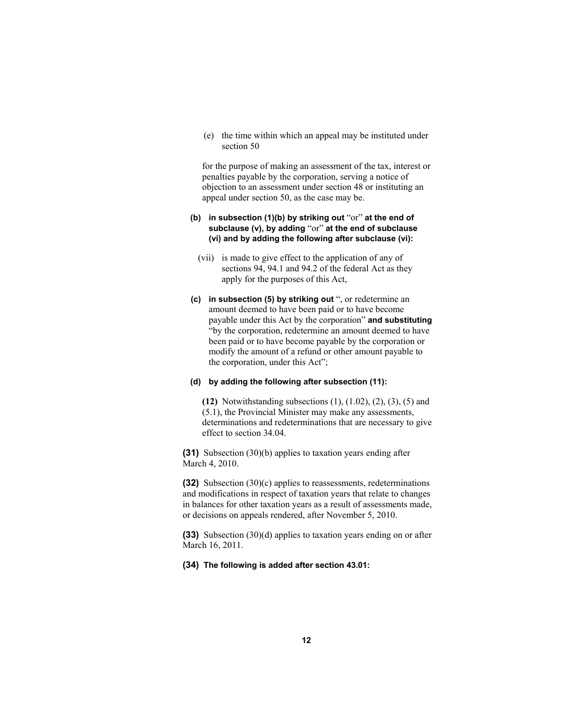(e) the time within which an appeal may be instituted under section 50

for the purpose of making an assessment of the tax, interest or penalties payable by the corporation, serving a notice of objection to an assessment under section 48 or instituting an appeal under section 50, as the case may be.

**(b) in subsection (1)(b) by striking out** "or" **at the end of subclause (v), by adding** "or" **at the end of subclause (vi) and by adding the following after subclause (vi):**

(vii) is made to give effect to the application of any of sections 94, 94.1 and 94.2 of the federal Act as they apply for the purposes of this Act,

**(c) in subsection (5) by striking out** ", or redetermine an amount deemed to have been paid or to have become payable under this Act by the corporation" **and substituting** "by the corporation, redetermine an amount deemed to have been paid or to have become payable by the corporation or modify the amount of a refund or other amount payable to the corporation, under this Act";

**(d) by adding the following after subsection (11):**

**(12)** Notwithstanding subsections (1), (1.02), (2), (3), (5) and (5.1), the Provincial Minister may make any assessments, determinations and redeterminations that are necessary to give effect to section 34.04.

**(31)** Subsection (30)(b) applies to taxation years ending after March 4, 2010.

**(32)** Subsection (30)(c) applies to reassessments, redeterminations and modifications in respect of taxation years that relate to changes in balances for other taxation years as a result of assessments made, or decisions on appeals rendered, after November 5, 2010.

**(33)** Subsection (30)(d) applies to taxation years ending on or after March 16, 2011.

**(34) The following is added after section 43.01:**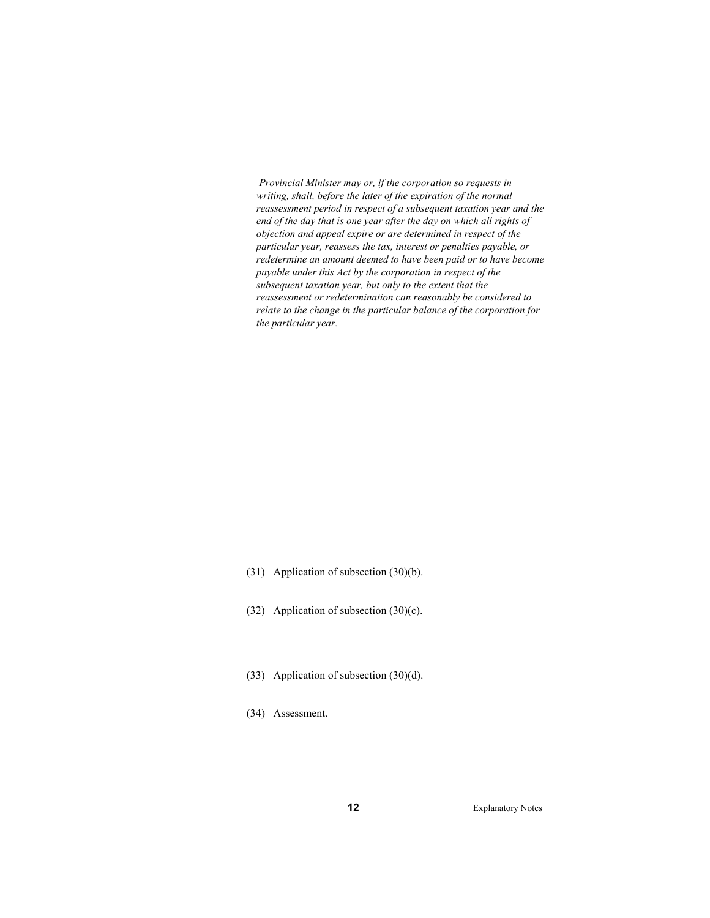*Provincial Minister may or, if the corporation so requests in writing, shall, before the later of the expiration of the normal reassessment period in respect of a subsequent taxation year and the end of the day that is one year after the day on which all rights of objection and appeal expire or are determined in respect of the particular year, reassess the tax, interest or penalties payable, or redetermine an amount deemed to have been paid or to have become payable under this Act by the corporation in respect of the subsequent taxation year, but only to the extent that the reassessment or redetermination can reasonably be considered to relate to the change in the particular balance of the corporation for the particular year.*

(31) Application of subsection (30)(b).

(32) Application of subsection (30)(c).

(33) Application of subsection (30)(d).

(34) Assessment.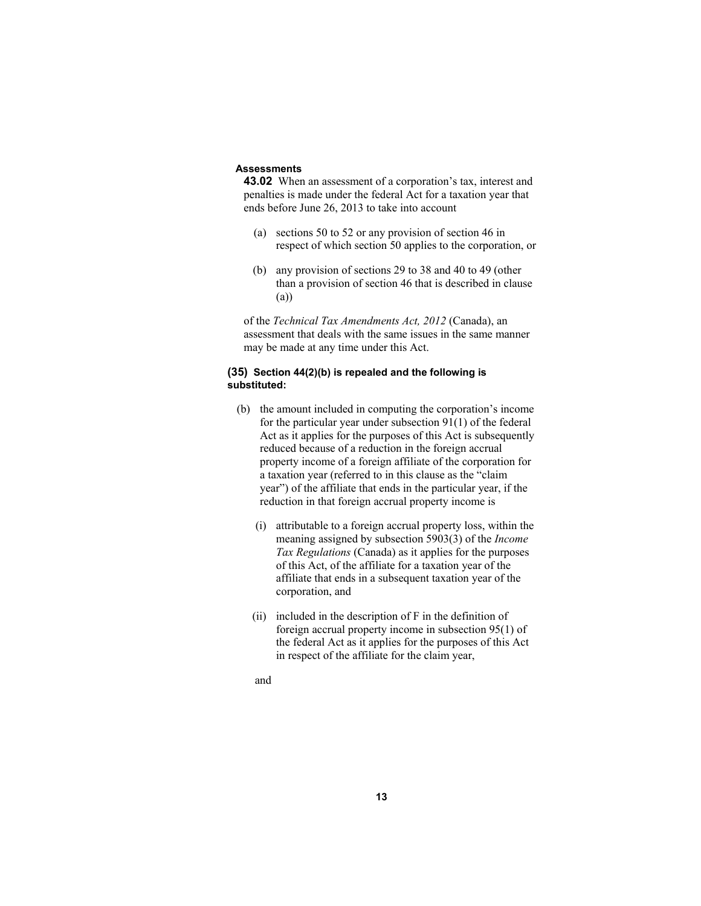**Assessments**

**43.02** When an assessment of a corporation's tax, interest and penalties is made under the federal Act for a taxation year that ends before June 26, 2013 to take into account

(a) sections 50 to 52 or any provision of section 46 in respect of which section 50 applies to the corporation, or

(b) any provision of sections 29 to 38 and 40 to 49 (other than a provision of section 46 that is described in clause (a))

of the *Technical Tax Amendments Act, 2012* (Canada), an assessment that deals with the same issues in the same manner may be made at any time under this Act.

**(35) Section 44(2)(b) is repealed and the following is substituted:**

(b) the amount included in computing the corporation's income for the particular year under subsection 91(1) of the federal Act as it applies for the purposes of this Act is subsequently reduced because of a reduction in the foreign accrual property income of a foreign affiliate of the corporation for a taxation year (referred to in this clause as the "claim year") of the affiliate that ends in the particular year, if the reduction in that foreign accrual property income is

(i) attributable to a foreign accrual property loss, within the meaning assigned by subsection 5903(3) of the *Income Tax Regulations* (Canada) as it applies for the purposes of this Act, of the affiliate for a taxation year of the affiliate that ends in a subsequent taxation year of the corporation, and

(ii) included in the description of F in the definition of foreign accrual property income in subsection 95(1) of the federal Act as it applies for the purposes of this Act in respect of the affiliate for the claim year,

and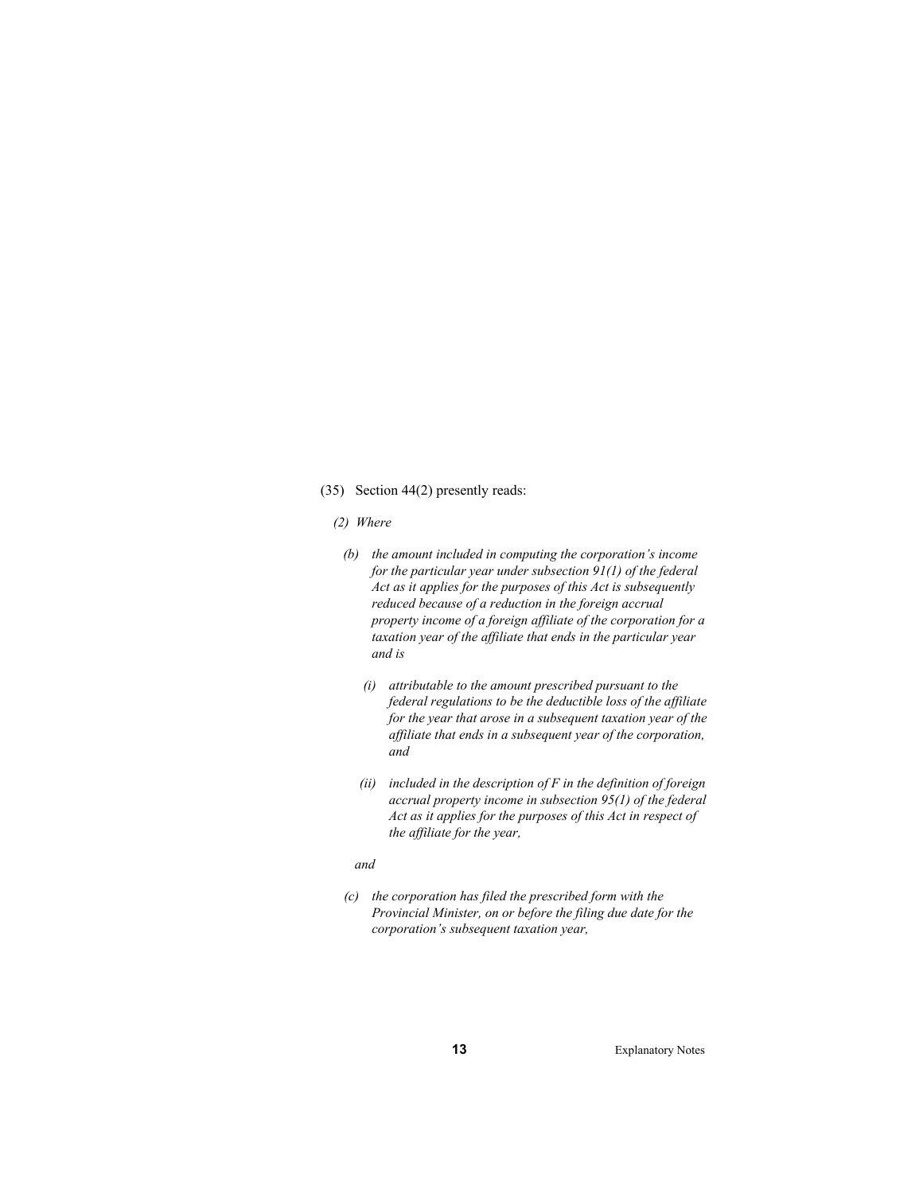(35) Section 44(2) presently reads:

*(2) Where*

*(b) the amount included in computing the corporation's income for the particular year under subsection 91(1) of the federal Act as it applies for the purposes of this Act is subsequently reduced because of a reduction in the foreign accrual property income of a foreign affiliate of the corporation for a taxation year of the affiliate that ends in the particular year and is*

*(i) attributable to the amount prescribed pursuant to the federal regulations to be the deductible loss of the affiliate for the year that arose in a subsequent taxation year of the affiliate that ends in a subsequent year of the corporation, and*

*(ii) included in the description of F in the definition of foreign accrual property income in subsection 95(1) of the federal Act as it applies for the purposes of this Act in respect of the affiliate for the year,*

*and*

*(c) the corporation has filed the prescribed form with the Provincial Minister, on or before the filing due date for the corporation's subsequent taxation year,*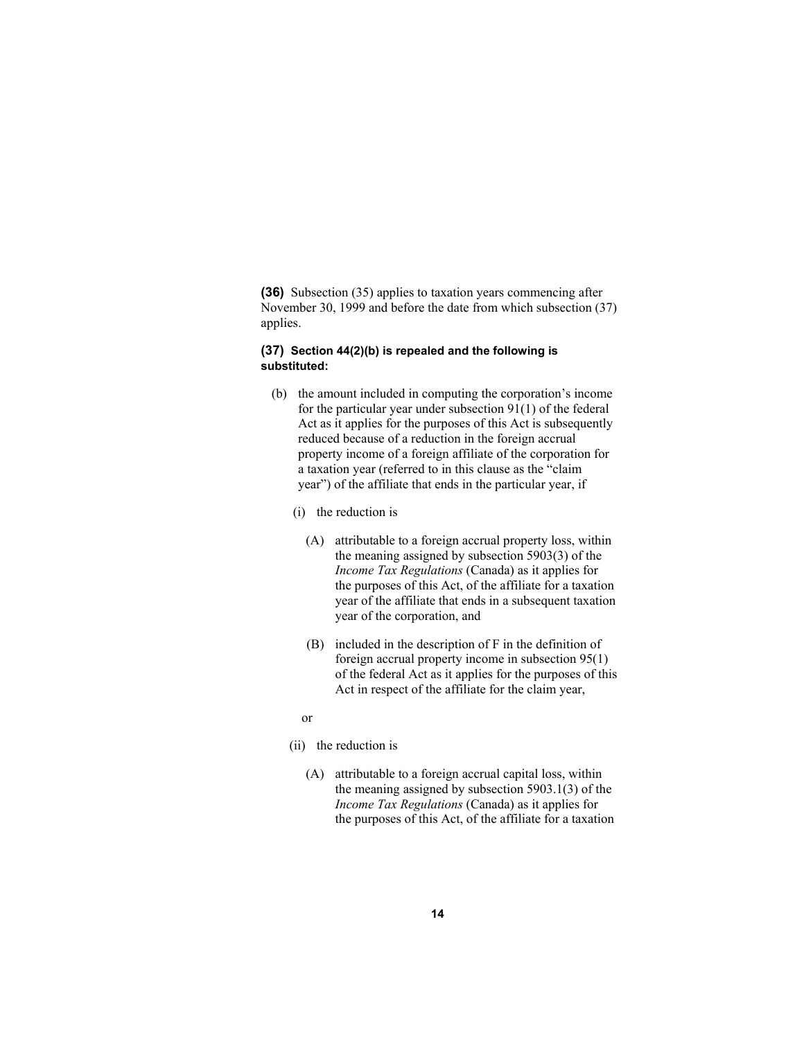**(36)** Subsection (35) applies to taxation years commencing after November 30, 1999 and before the date from which subsection (37) applies.

**(37) Section 44(2)(b) is repealed and the following is substituted:**

(b) the amount included in computing the corporation's income for the particular year under subsection 91(1) of the federal Act as it applies for the purposes of this Act is subsequently reduced because of a reduction in the foreign accrual property income of a foreign affiliate of the corporation for a taxation year (referred to in this clause as the "claim year") of the affiliate that ends in the particular year, if

- (i) the reduction is
  - (A) attributable to a foreign accrual property loss, within the meaning assigned by subsection 5903(3) of the *Income Tax Regulations* (Canada) as it applies for the purposes of this Act, of the affiliate for a taxation year of the affiliate that ends in a subsequent taxation year of the corporation, and
  - (B) included in the description of F in the definition of foreign accrual property income in subsection 95(1) of the federal Act as it applies for the purposes of this Act in respect of the affiliate for the claim year,

  or

- (ii) the reduction is
  - (A) attributable to a foreign accrual capital loss, within the meaning assigned by subsection 5903.1(3) of the *Income Tax Regulations* (Canada) as it applies for the purposes of this Act, of the affiliate for a taxation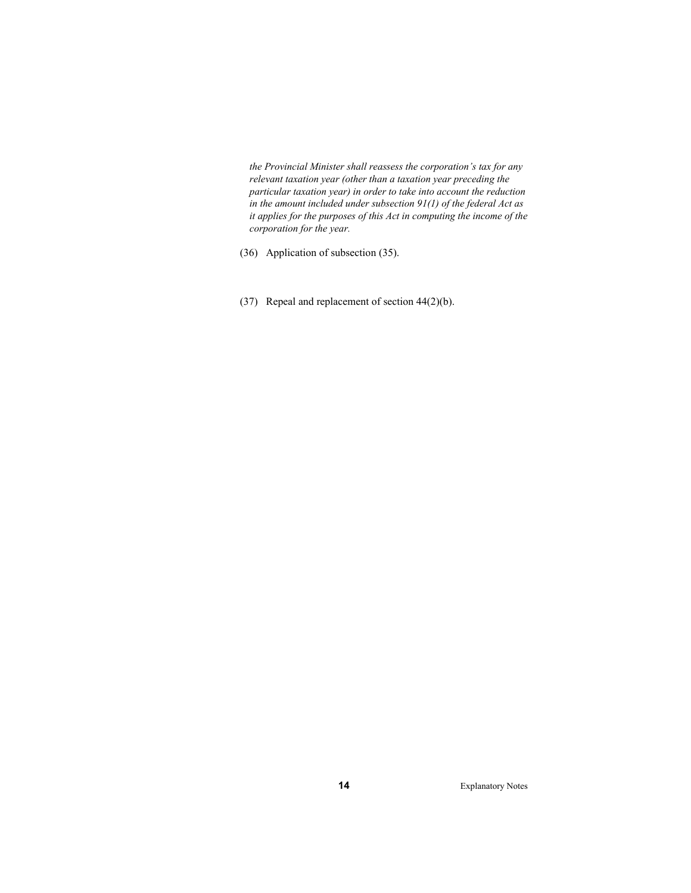*the Provincial Minister shall reassess the corporation's tax for any relevant taxation year (other than a taxation year preceding the particular taxation year) in order to take into account the reduction in the amount included under subsection 91(1) of the federal Act as it applies for the purposes of this Act in computing the income of the corporation for the year.*

(36) Application of subsection (35).

(37) Repeal and replacement of section 44(2)(b).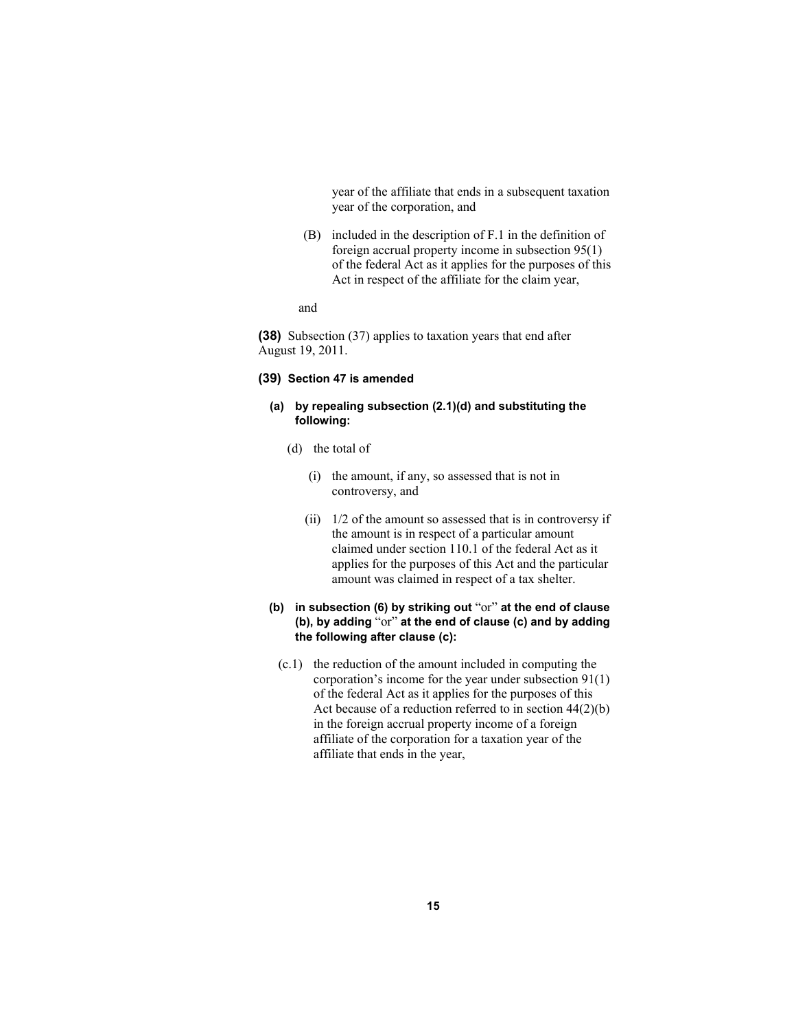year of the affiliate that ends in a subsequent taxation year of the corporation, and

(B) included in the description of F.1 in the definition of foreign accrual property income in subsection 95(1) of the federal Act as it applies for the purposes of this Act in respect of the affiliate for the claim year,

and

**(38)** Subsection (37) applies to taxation years that end after August 19, 2011.

**(39) Section 47 is amended**

**(a) by repealing subsection (2.1)(d) and substituting the following:**

(d) the total of

(i) the amount, if any, so assessed that is not in controversy, and

(ii) 1/2 of the amount so assessed that is in controversy if the amount is in respect of a particular amount claimed under section 110.1 of the federal Act as it applies for the purposes of this Act and the particular amount was claimed in respect of a tax shelter.

**(b) in subsection (6) by striking out** "or" **at the end of clause (b), by adding** "or" **at the end of clause (c) and by adding the following after clause (c):**

(c.1) the reduction of the amount included in computing the corporation's income for the year under subsection 91(1) of the federal Act as it applies for the purposes of this Act because of a reduction referred to in section 44(2)(b) in the foreign accrual property income of a foreign affiliate of the corporation for a taxation year of the affiliate that ends in the year,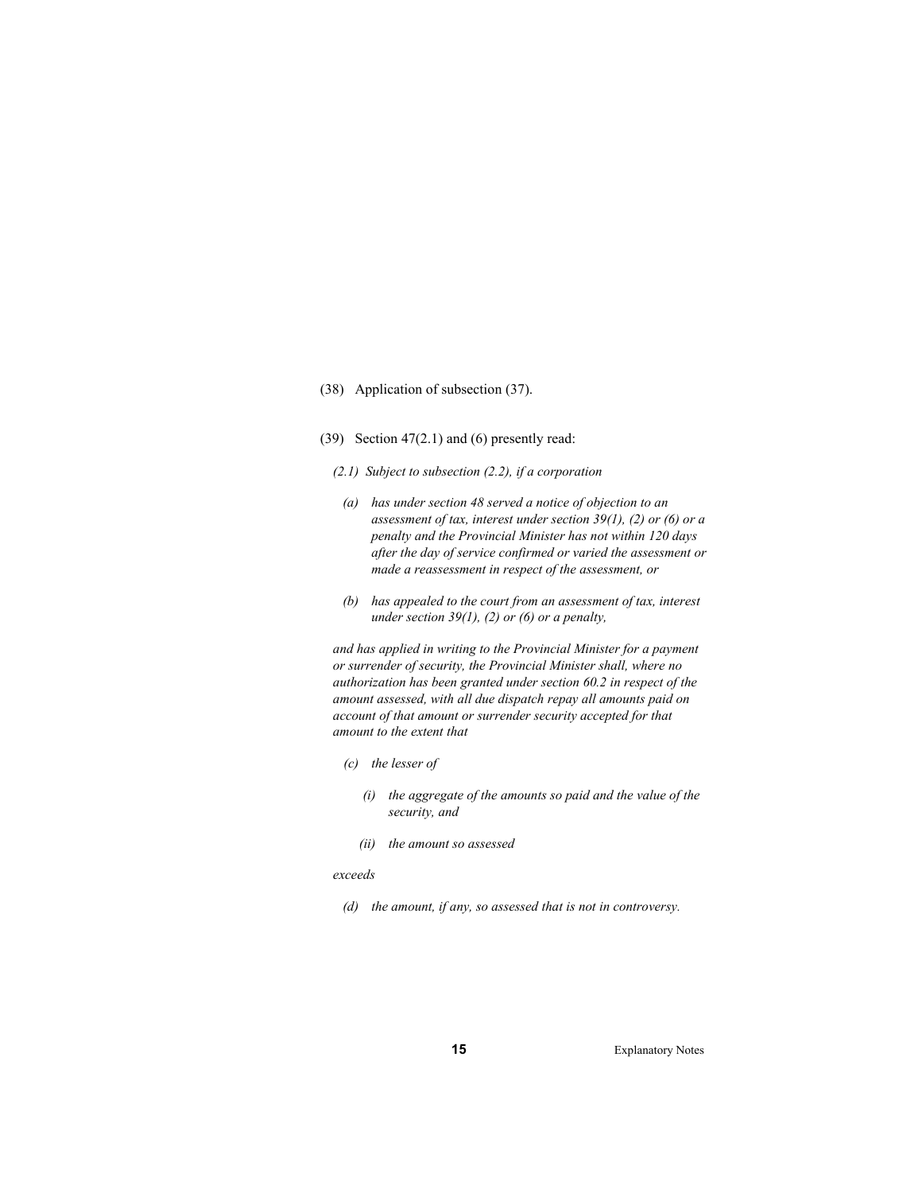(38) Application of subsection (37).

(39) Section 47(2.1) and (6) presently read:

*(2.1) Subject to subsection (2.2), if a corporation*

*(a) has under section 48 served a notice of objection to an assessment of tax, interest under section 39(1), (2) or (6) or a penalty and the Provincial Minister has not within 120 days after the day of service confirmed or varied the assessment or made a reassessment in respect of the assessment, or*

*(b) has appealed to the court from an assessment of tax, interest under section 39(1), (2) or (6) or a penalty,*

*and has applied in writing to the Provincial Minister for a payment or surrender of security, the Provincial Minister shall, where no authorization has been granted under section 60.2 in respect of the amount assessed, with all due dispatch repay all amounts paid on account of that amount or surrender security accepted for that amount to the extent that*

*(c) the lesser of*

*(i) the aggregate of the amounts so paid and the value of the security, and*

*(ii) the amount so assessed*

*exceeds*

*(d) the amount, if any, so assessed that is not in controversy.*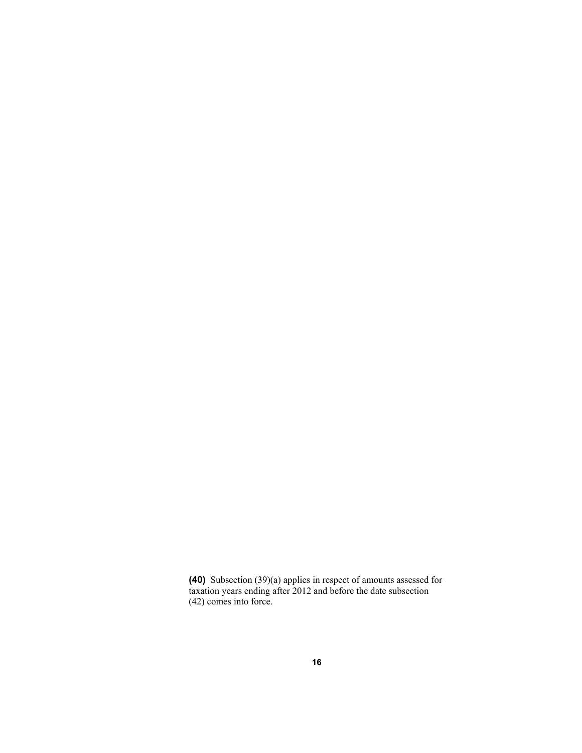**(40)** Subsection (39)(a) applies in respect of amounts assessed for taxation years ending after 2012 and before the date subsection (42) comes into force.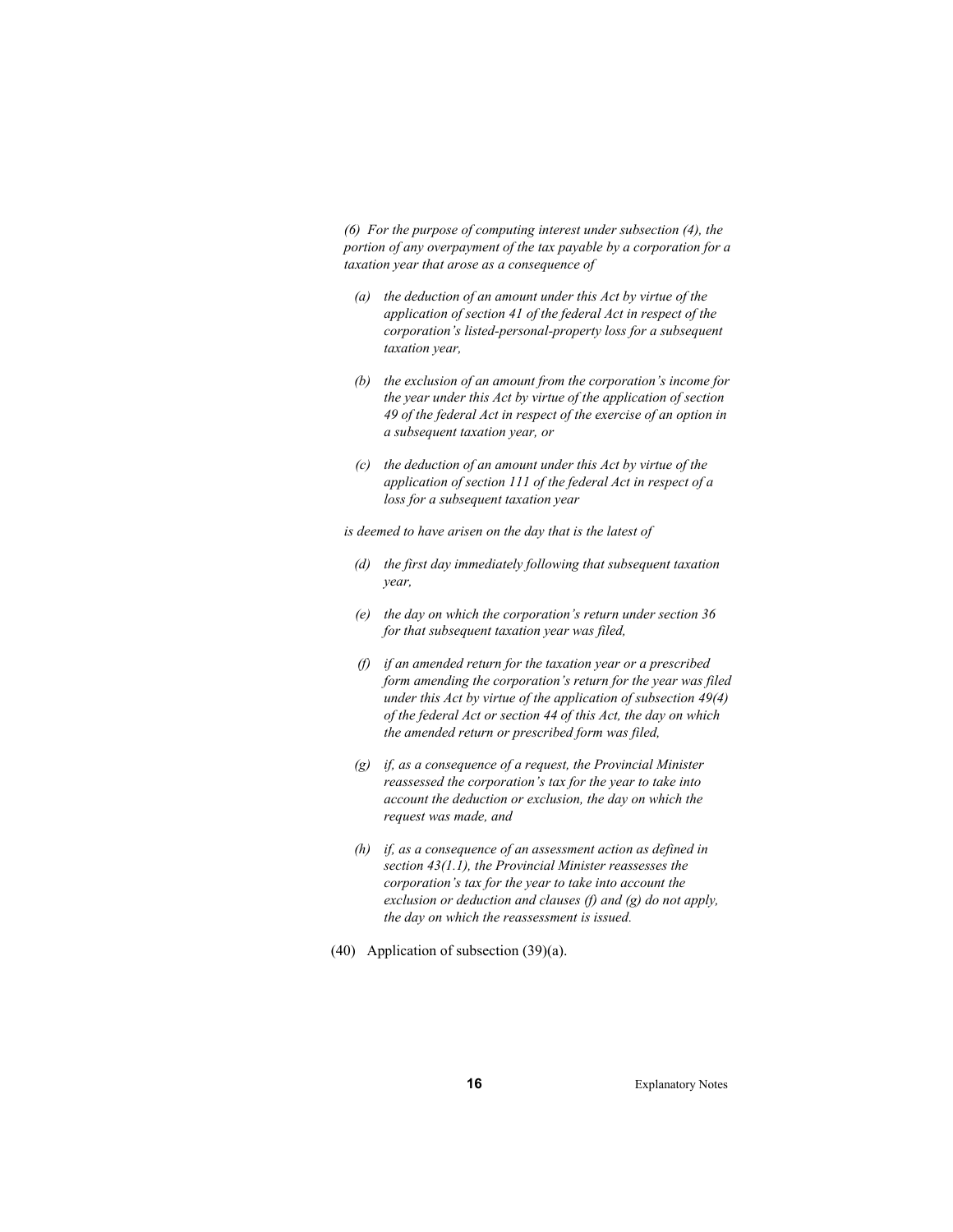*(6) For the purpose of computing interest under subsection (4), the portion of any overpayment of the tax payable by a corporation for a taxation year that arose as a consequence of*

*(a) the deduction of an amount under this Act by virtue of the application of section 41 of the federal Act in respect of the corporation's listed-personal-property loss for a subsequent taxation year,*

*(b) the exclusion of an amount from the corporation's income for the year under this Act by virtue of the application of section 49 of the federal Act in respect of the exercise of an option in a subsequent taxation year, or*

*(c) the deduction of an amount under this Act by virtue of the application of section 111 of the federal Act in respect of a loss for a subsequent taxation year*

*is deemed to have arisen on the day that is the latest of*

*(d) the first day immediately following that subsequent taxation year,*

*(e) the day on which the corporation's return under section 36 for that subsequent taxation year was filed,*

*(f) if an amended return for the taxation year or a prescribed form amending the corporation's return for the year was filed under this Act by virtue of the application of subsection 49(4) of the federal Act or section 44 of this Act, the day on which the amended return or prescribed form was filed,*

*(g) if, as a consequence of a request, the Provincial Minister reassessed the corporation's tax for the year to take into account the deduction or exclusion, the day on which the request was made, and*

*(h) if, as a consequence of an assessment action as defined in section 43(1.1), the Provincial Minister reassesses the corporation's tax for the year to take into account the exclusion or deduction and clauses (f) and (g) do not apply, the day on which the reassessment is issued.*

(40) Application of subsection (39)(a).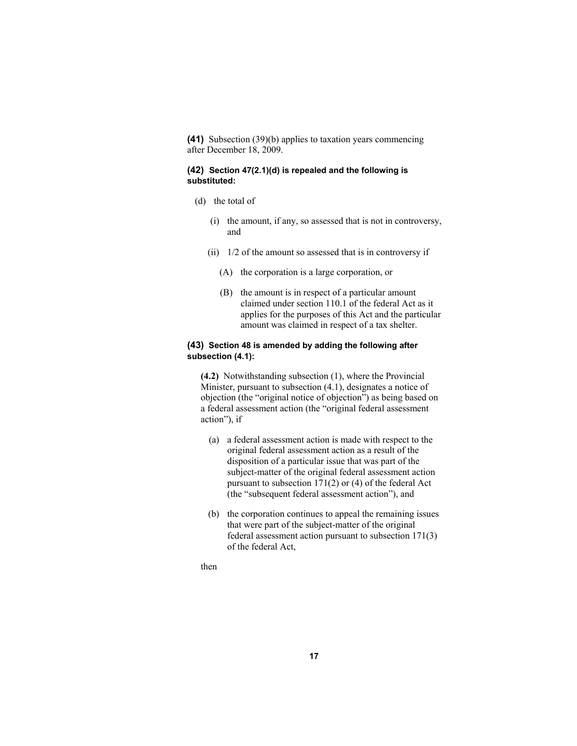**(41)** Subsection (39)(b) applies to taxation years commencing after December 18, 2009.

**(42) Section 47(2.1)(d) is repealed and the following is substituted:**

(d) the total of

(i) the amount, if any, so assessed that is not in controversy, and

(ii) 1/2 of the amount so assessed that is in controversy if

(A) the corporation is a large corporation, or

(B) the amount is in respect of a particular amount claimed under section 110.1 of the federal Act as it applies for the purposes of this Act and the particular amount was claimed in respect of a tax shelter.

**(43) Section 48 is amended by adding the following after subsection (4.1):**

**(4.2)** Notwithstanding subsection (1), where the Provincial Minister, pursuant to subsection (4.1), designates a notice of objection (the "original notice of objection") as being based on a federal assessment action (the "original federal assessment action"), if

(a) a federal assessment action is made with respect to the original federal assessment action as a result of the disposition of a particular issue that was part of the subject-matter of the original federal assessment action pursuant to subsection 171(2) or (4) of the federal Act (the "subsequent federal assessment action"), and

(b) the corporation continues to appeal the remaining issues that were part of the subject-matter of the original federal assessment action pursuant to subsection 171(3) of the federal Act,

then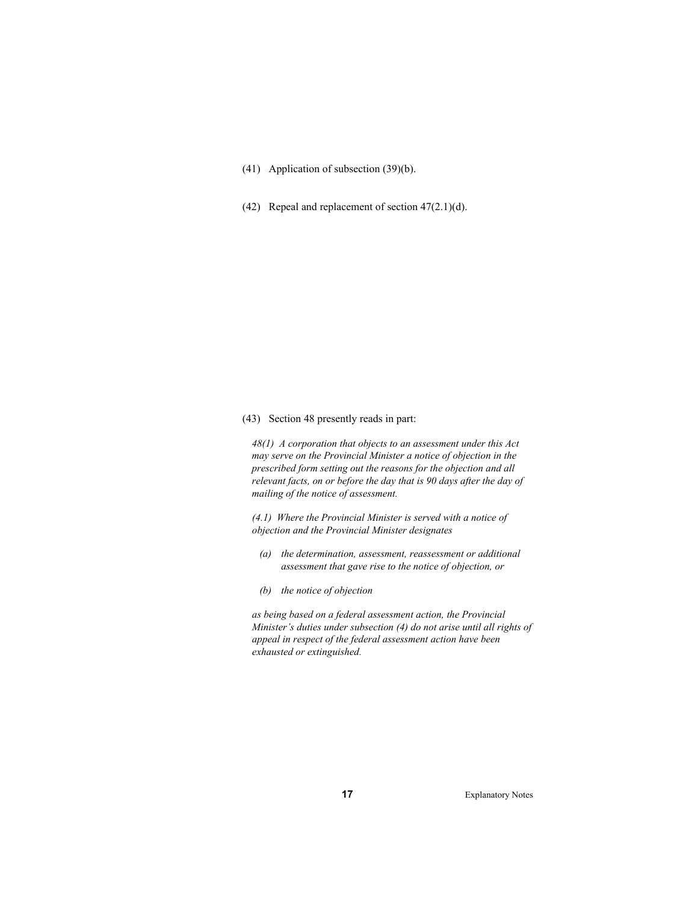(41) Application of subsection (39)(b).

(42) Repeal and replacement of section 47(2.1)(d).

(43) Section 48 presently reads in part:

*48(1) A corporation that objects to an assessment under this Act may serve on the Provincial Minister a notice of objection in the prescribed form setting out the reasons for the objection and all relevant facts, on or before the day that is 90 days after the day of mailing of the notice of assessment.*

*(4.1) Where the Provincial Minister is served with a notice of objection and the Provincial Minister designates*

- *(a) the determination, assessment, reassessment or additional assessment that gave rise to the notice of objection, or*
- *(b) the notice of objection*

*as being based on a federal assessment action, the Provincial Minister's duties under subsection (4) do not arise until all rights of appeal in respect of the federal assessment action have been exhausted or extinguished.*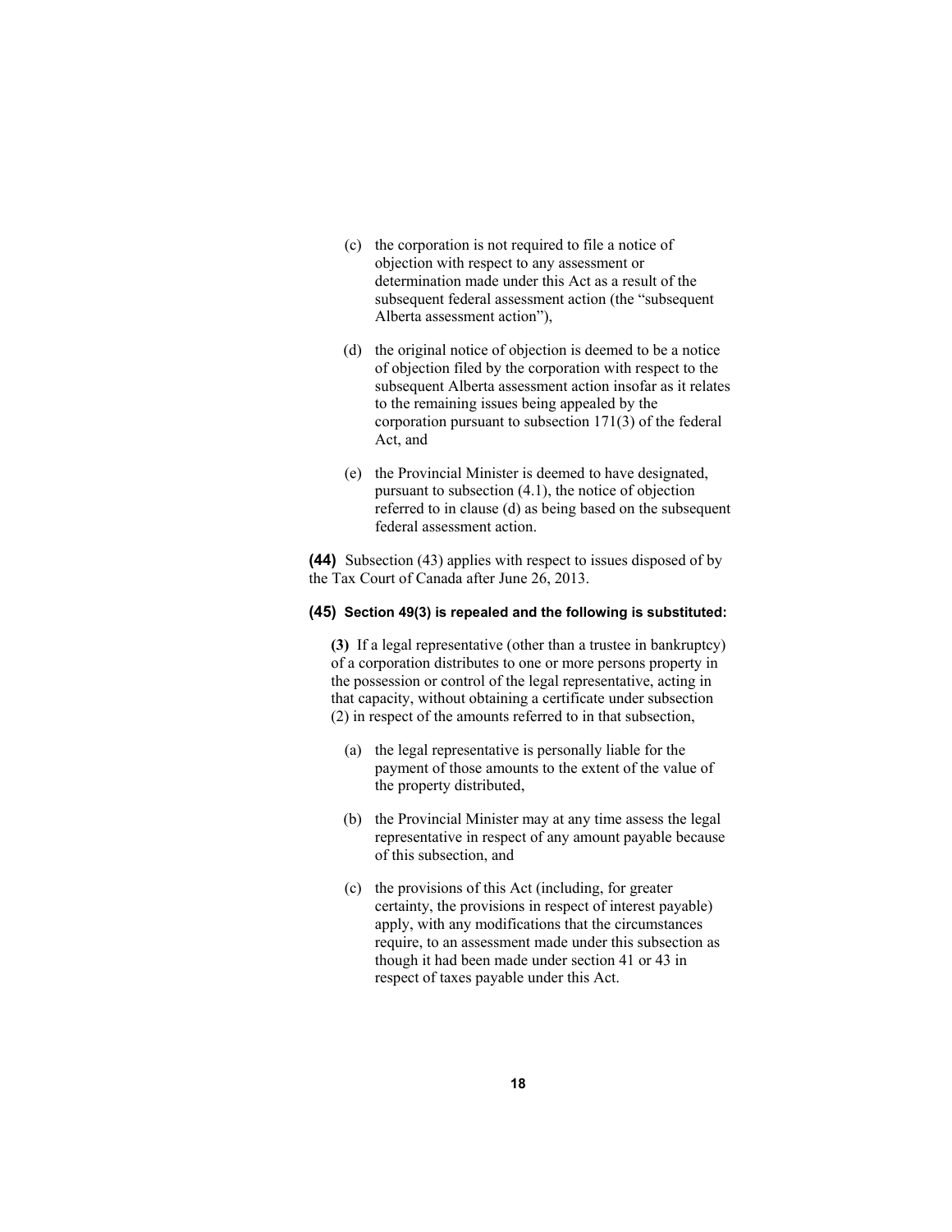(c) the corporation is not required to file a notice of objection with respect to any assessment or determination made under this Act as a result of the subsequent federal assessment action (the "subsequent Alberta assessment action"),

(d) the original notice of objection is deemed to be a notice of objection filed by the corporation with respect to the subsequent Alberta assessment action insofar as it relates to the remaining issues being appealed by the corporation pursuant to subsection 171(3) of the federal Act, and

(e) the Provincial Minister is deemed to have designated, pursuant to subsection (4.1), the notice of objection referred to in clause (d) as being based on the subsequent federal assessment action.

**(44)** Subsection (43) applies with respect to issues disposed of by the Tax Court of Canada after June 26, 2013.

**(45) Section 49(3) is repealed and the following is substituted:**

**(3)** If a legal representative (other than a trustee in bankruptcy) of a corporation distributes to one or more persons property in the possession or control of the legal representative, acting in that capacity, without obtaining a certificate under subsection (2) in respect of the amounts referred to in that subsection,

(a) the legal representative is personally liable for the payment of those amounts to the extent of the value of the property distributed,

(b) the Provincial Minister may at any time assess the legal representative in respect of any amount payable because of this subsection, and

(c) the provisions of this Act (including, for greater certainty, the provisions in respect of interest payable) apply, with any modifications that the circumstances require, to an assessment made under this subsection as though it had been made under section 41 or 43 in respect of taxes payable under this Act.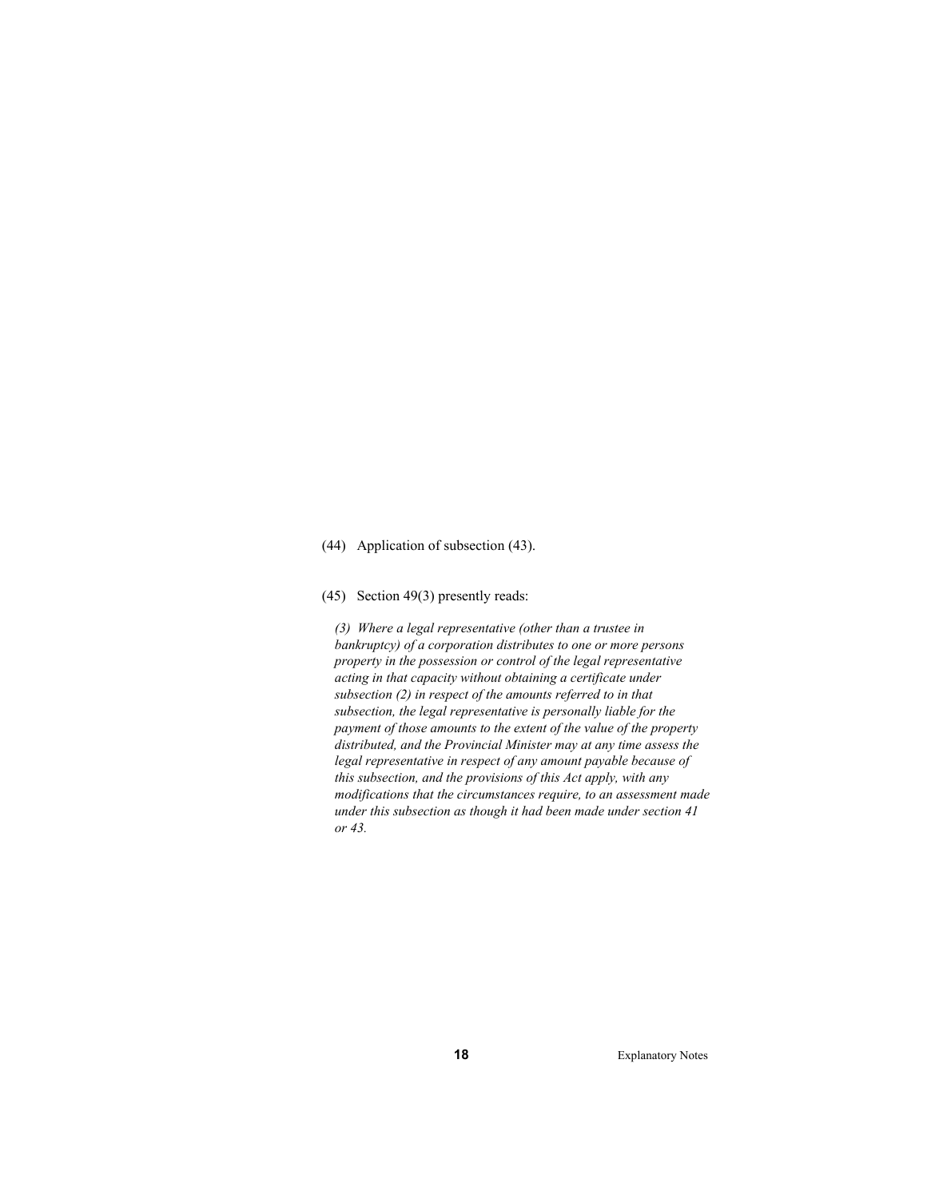(44) Application of subsection (43).

(45) Section 49(3) presently reads:

*(3) Where a legal representative (other than a trustee in bankruptcy) of a corporation distributes to one or more persons property in the possession or control of the legal representative acting in that capacity without obtaining a certificate under subsection (2) in respect of the amounts referred to in that subsection, the legal representative is personally liable for the payment of those amounts to the extent of the value of the property distributed, and the Provincial Minister may at any time assess the legal representative in respect of any amount payable because of this subsection, and the provisions of this Act apply, with any modifications that the circumstances require, to an assessment made under this subsection as though it had been made under section 41 or 43.*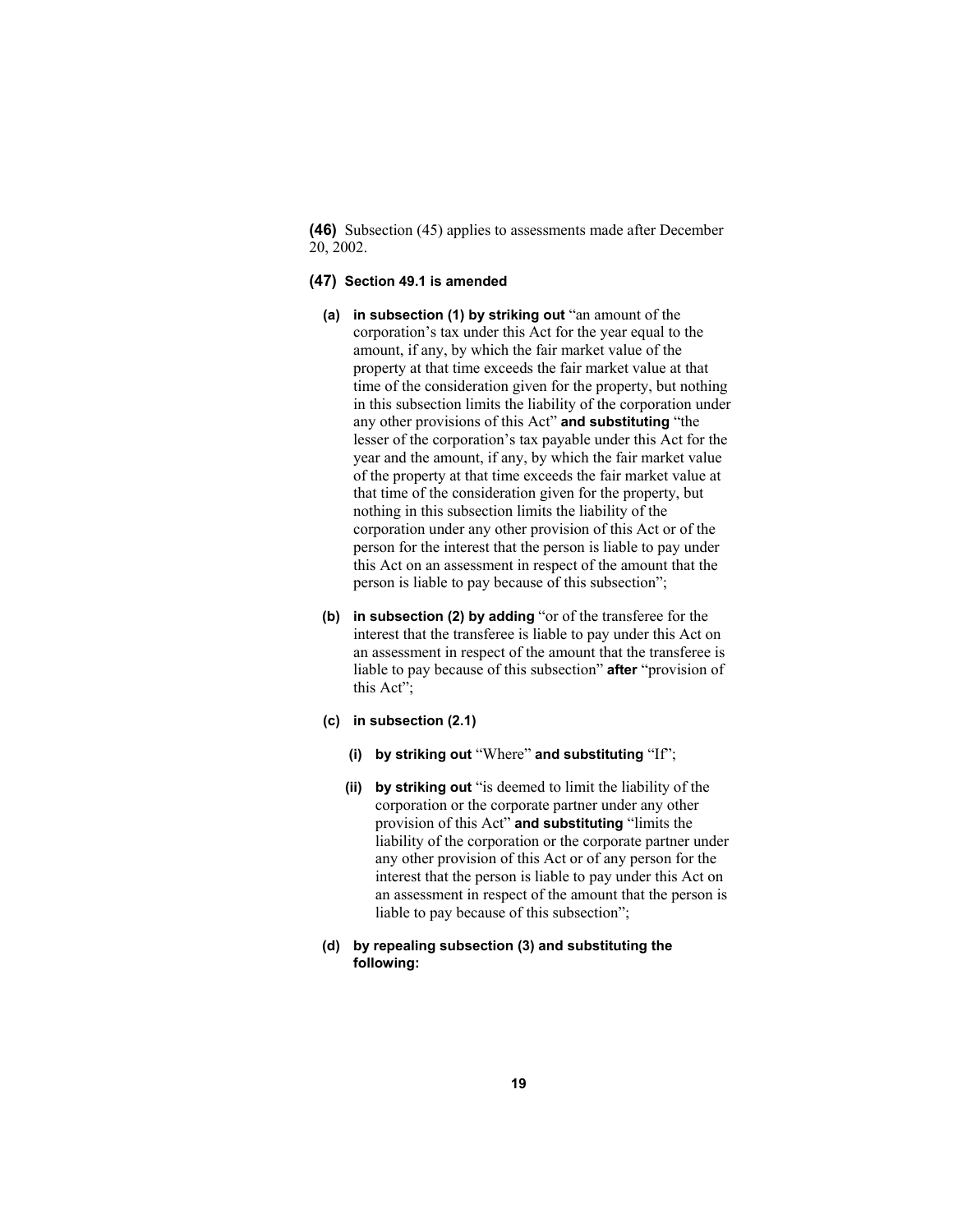**(46)** Subsection (45) applies to assessments made after December 20, 2002.

**(47) Section 49.1 is amended**

**(a) in subsection (1) by striking out** "an amount of the corporation's tax under this Act for the year equal to the amount, if any, by which the fair market value of the property at that time exceeds the fair market value at that time of the consideration given for the property, but nothing in this subsection limits the liability of the corporation under any other provisions of this Act" **and substituting** "the lesser of the corporation's tax payable under this Act for the year and the amount, if any, by which the fair market value of the property at that time exceeds the fair market value at that time of the consideration given for the property, but nothing in this subsection limits the liability of the corporation under any other provision of this Act or of the person for the interest that the person is liable to pay under this Act on an assessment in respect of the amount that the person is liable to pay because of this subsection";

**(b) in subsection (2) by adding** "or of the transferee for the interest that the transferee is liable to pay under this Act on an assessment in respect of the amount that the transferee is liable to pay because of this subsection" **after** "provision of this Act";

**(c) in subsection (2.1)**

**(i) by striking out** "Where" **and substituting** "If";

**(ii) by striking out** "is deemed to limit the liability of the corporation or the corporate partner under any other provision of this Act" **and substituting** "limits the liability of the corporation or the corporate partner under any other provision of this Act or of any person for the interest that the person is liable to pay under this Act on an assessment in respect of the amount that the person is liable to pay because of this subsection";

**(d) by repealing subsection (3) and substituting the following:**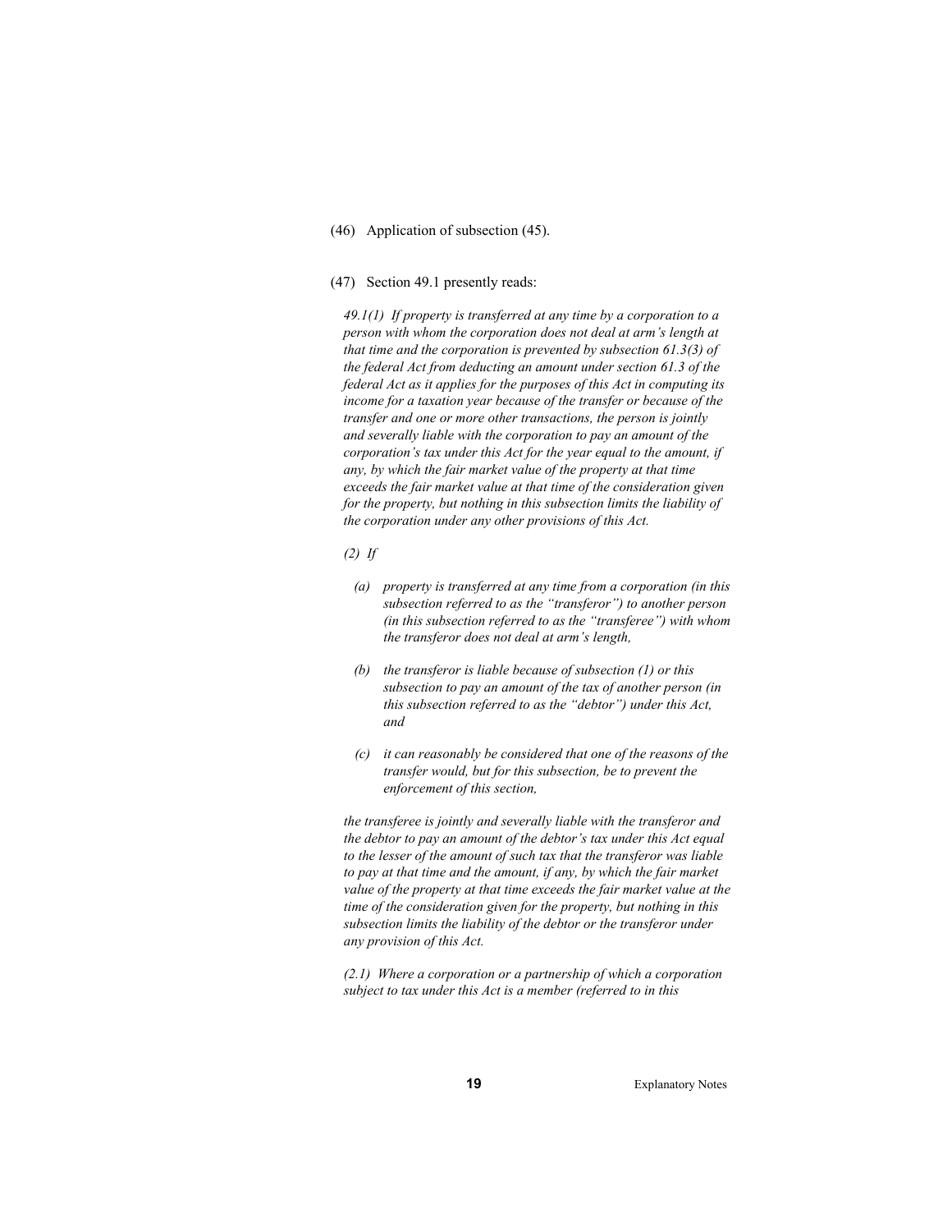(46) Application of subsection (45).

(47) Section 49.1 presently reads:

*49.1(1) If property is transferred at any time by a corporation to a person with whom the corporation does not deal at arm's length at that time and the corporation is prevented by subsection 61.3(3) of the federal Act from deducting an amount under section 61.3 of the federal Act as it applies for the purposes of this Act in computing its income for a taxation year because of the transfer or because of the transfer and one or more other transactions, the person is jointly and severally liable with the corporation to pay an amount of the corporation's tax under this Act for the year equal to the amount, if any, by which the fair market value of the property at that time exceeds the fair market value at that time of the consideration given for the property, but nothing in this subsection limits the liability of the corporation under any other provisions of this Act.*

*(2) If*

- *(a) property is transferred at any time from a corporation (in this subsection referred to as the "transferor") to another person (in this subsection referred to as the "transferee") with whom the transferor does not deal at arm's length,*
- *(b) the transferor is liable because of subsection (1) or this subsection to pay an amount of the tax of another person (in this subsection referred to as the "debtor") under this Act, and*
- *(c) it can reasonably be considered that one of the reasons of the transfer would, but for this subsection, be to prevent the enforcement of this section,*

*the transferee is jointly and severally liable with the transferor and the debtor to pay an amount of the debtor's tax under this Act equal to the lesser of the amount of such tax that the transferor was liable to pay at that time and the amount, if any, by which the fair market value of the property at that time exceeds the fair market value at the time of the consideration given for the property, but nothing in this subsection limits the liability of the debtor or the transferor under any provision of this Act.*

*(2.1) Where a corporation or a partnership of which a corporation subject to tax under this Act is a member (referred to in this*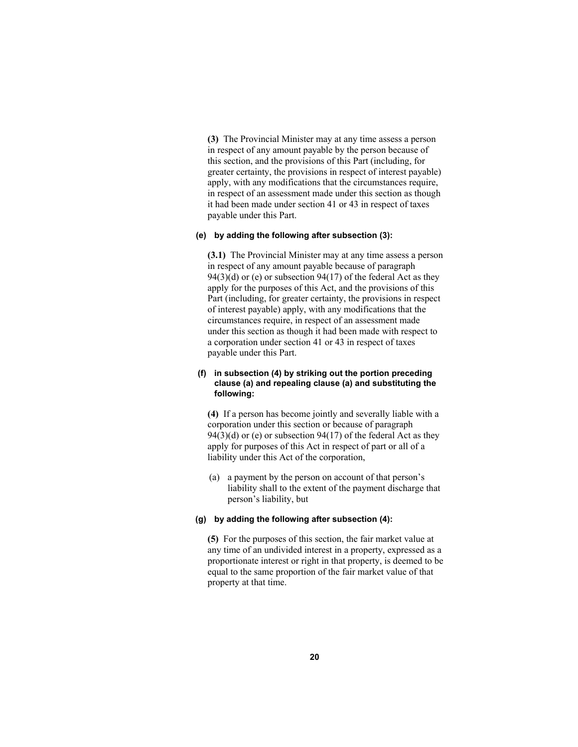**(3)** The Provincial Minister may at any time assess a person in respect of any amount payable by the person because of this section, and the provisions of this Part (including, for greater certainty, the provisions in respect of interest payable) apply, with any modifications that the circumstances require, in respect of an assessment made under this section as though it had been made under section 41 or 43 in respect of taxes payable under this Part.

**(e) by adding the following after subsection (3):**

**(3.1)** The Provincial Minister may at any time assess a person in respect of any amount payable because of paragraph 94(3)(d) or (e) or subsection 94(17) of the federal Act as they apply for the purposes of this Act, and the provisions of this Part (including, for greater certainty, the provisions in respect of interest payable) apply, with any modifications that the circumstances require, in respect of an assessment made under this section as though it had been made with respect to a corporation under section 41 or 43 in respect of taxes payable under this Part.

**(f) in subsection (4) by striking out the portion preceding clause (a) and repealing clause (a) and substituting the following:**

**(4)** If a person has become jointly and severally liable with a corporation under this section or because of paragraph 94(3)(d) or (e) or subsection 94(17) of the federal Act as they apply for purposes of this Act in respect of part or all of a liability under this Act of the corporation,

(a) a payment by the person on account of that person's liability shall to the extent of the payment discharge that person's liability, but

**(g) by adding the following after subsection (4):**

**(5)** For the purposes of this section, the fair market value at any time of an undivided interest in a property, expressed as a proportionate interest or right in that property, is deemed to be equal to the same proportion of the fair market value of that property at that time.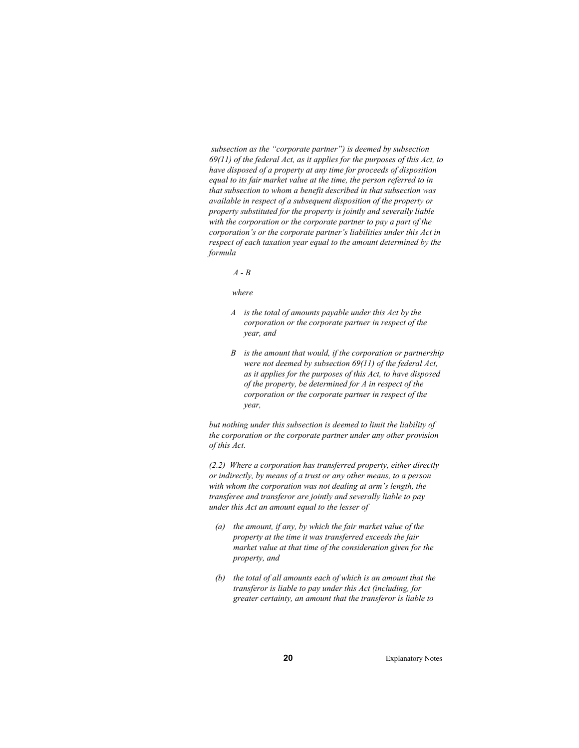*subsection as the "corporate partner") is deemed by subsection 69(11) of the federal Act, as it applies for the purposes of this Act, to have disposed of a property at any time for proceeds of disposition equal to its fair market value at the time, the person referred to in that subsection to whom a benefit described in that subsection was available in respect of a subsequent disposition of the property or property substituted for the property is jointly and severally liable with the corporation or the corporate partner to pay a part of the corporation's or the corporate partner's liabilities under this Act in respect of each taxation year equal to the amount determined by the formula*

$$A - B$$

*where*

*A is the total of amounts payable under this Act by the corporation or the corporate partner in respect of the year, and*

*B is the amount that would, if the corporation or partnership were not deemed by subsection 69(11) of the federal Act, as it applies for the purposes of this Act, to have disposed of the property, be determined for A in respect of the corporation or the corporate partner in respect of the year,*

*but nothing under this subsection is deemed to limit the liability of the corporation or the corporate partner under any other provision of this Act.*

*(2.2) Where a corporation has transferred property, either directly or indirectly, by means of a trust or any other means, to a person with whom the corporation was not dealing at arm's length, the transferee and transferor are jointly and severally liable to pay under this Act an amount equal to the lesser of*

*(a) the amount, if any, by which the fair market value of the property at the time it was transferred exceeds the fair market value at that time of the consideration given for the property, and*

*(b) the total of all amounts each of which is an amount that the transferor is liable to pay under this Act (including, for greater certainty, an amount that the transferor is liable to*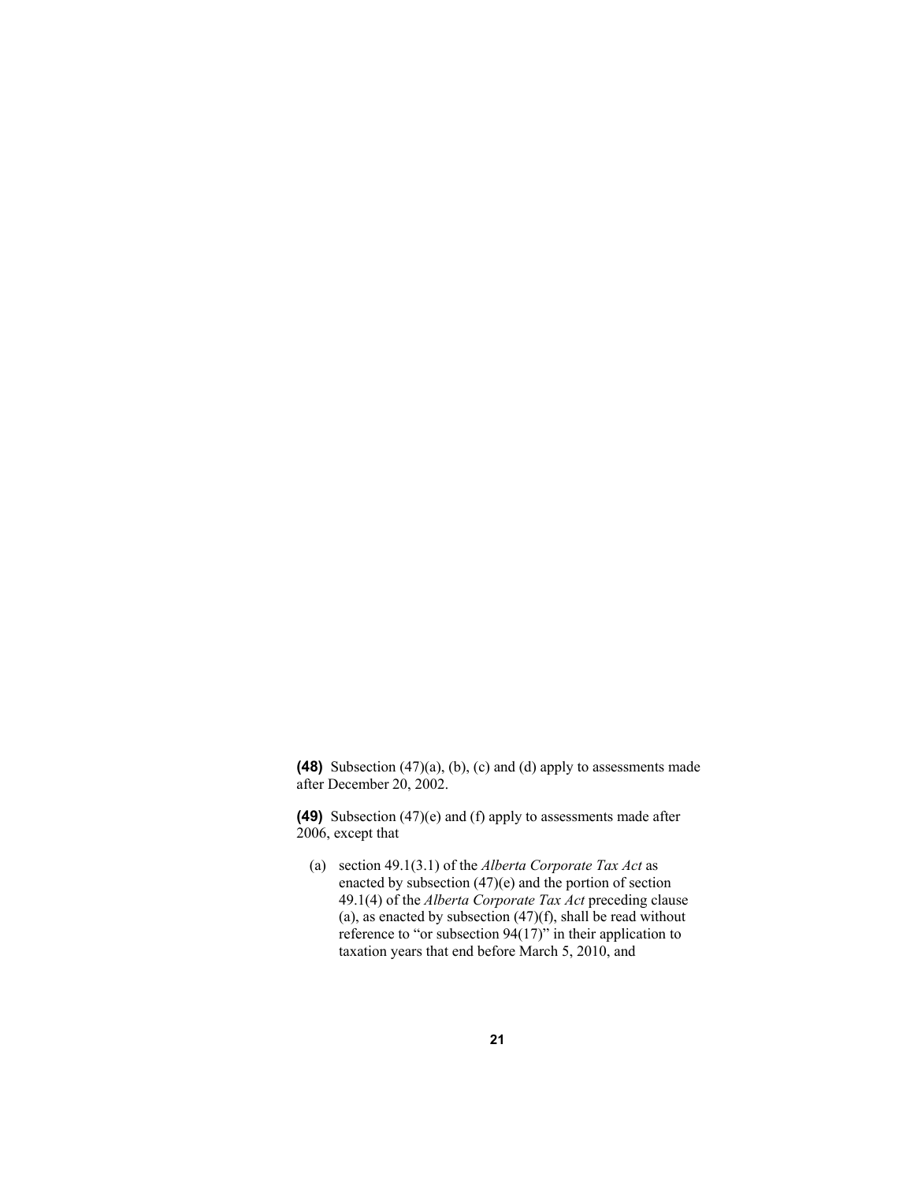**(48)** Subsection (47)(a), (b), (c) and (d) apply to assessments made after December 20, 2002.

**(49)** Subsection (47)(e) and (f) apply to assessments made after 2006, except that

(a) section 49.1(3.1) of the *Alberta Corporate Tax Act* as enacted by subsection (47)(e) and the portion of section 49.1(4) of the *Alberta Corporate Tax Act* preceding clause (a), as enacted by subsection (47)(f), shall be read without reference to "or subsection 94(17)" in their application to taxation years that end before March 5, 2010, and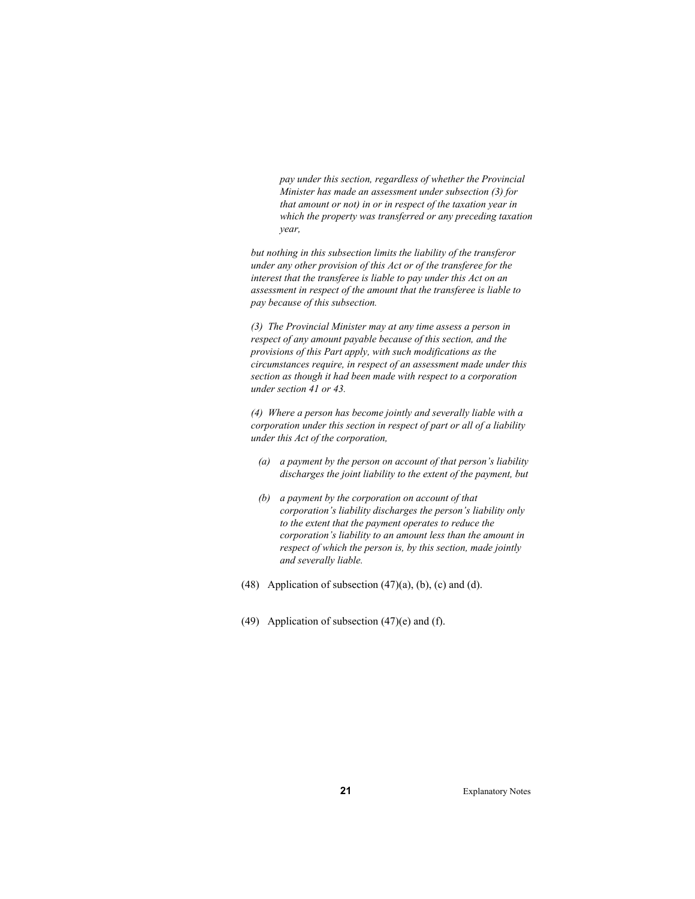*pay under this section, regardless of whether the Provincial Minister has made an assessment under subsection (3) for that amount or not) in or in respect of the taxation year in which the property was transferred or any preceding taxation year,*

*but nothing in this subsection limits the liability of the transferor under any other provision of this Act or of the transferee for the interest that the transferee is liable to pay under this Act on an assessment in respect of the amount that the transferee is liable to pay because of this subsection.*

*(3) The Provincial Minister may at any time assess a person in respect of any amount payable because of this section, and the provisions of this Part apply, with such modifications as the circumstances require, in respect of an assessment made under this section as though it had been made with respect to a corporation under section 41 or 43.*

*(4) Where a person has become jointly and severally liable with a corporation under this section in respect of part or all of a liability under this Act of the corporation,*

- *(a) a payment by the person on account of that person's liability discharges the joint liability to the extent of the payment, but*
- *(b) a payment by the corporation on account of that corporation's liability discharges the person's liability only to the extent that the payment operates to reduce the corporation's liability to an amount less than the amount in respect of which the person is, by this section, made jointly and severally liable.*

(48) Application of subsection (47)(a), (b), (c) and (d).

(49) Application of subsection (47)(e) and (f).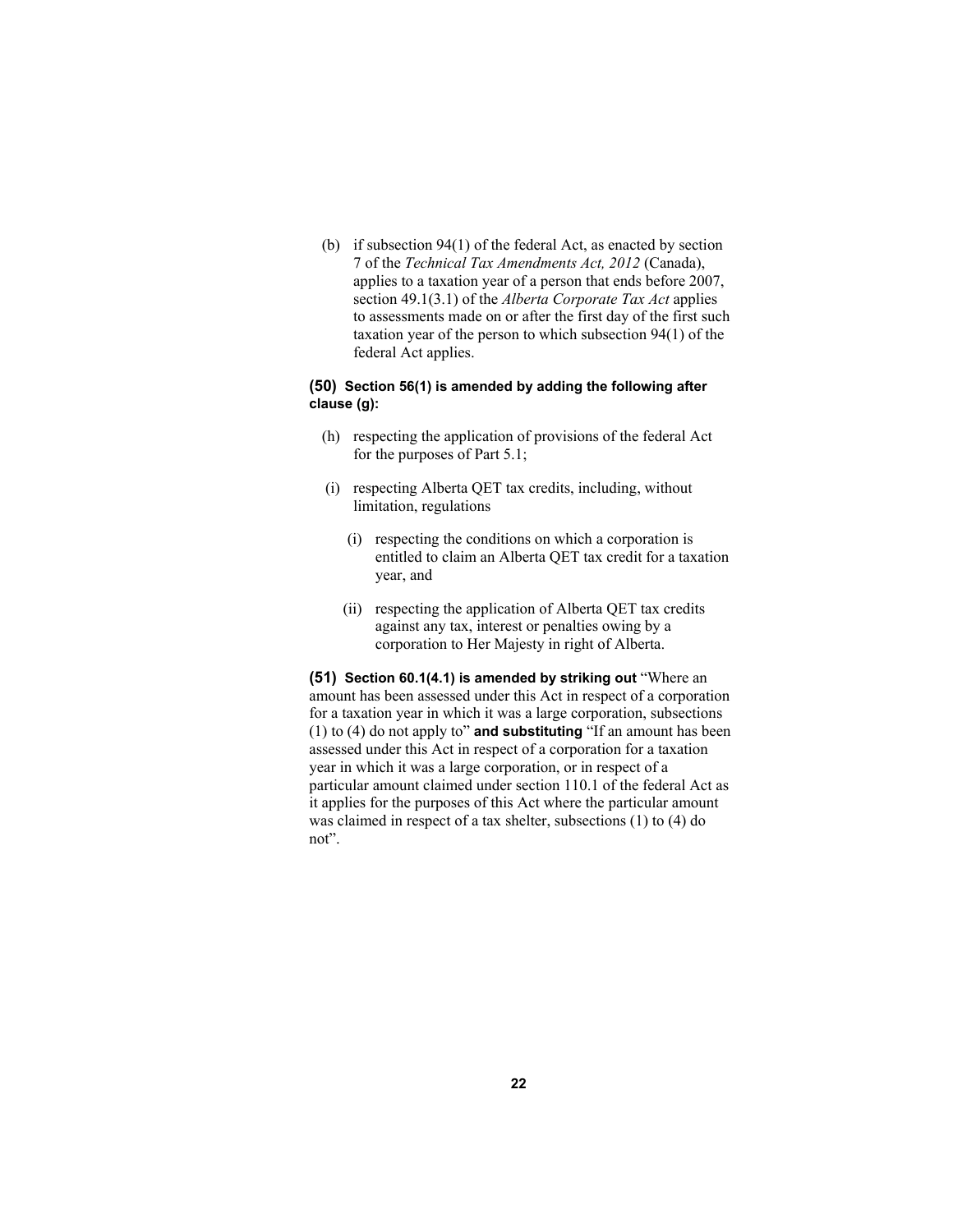(b) if subsection 94(1) of the federal Act, as enacted by section 7 of the *Technical Tax Amendments Act, 2012* (Canada), applies to a taxation year of a person that ends before 2007, section 49.1(3.1) of the *Alberta Corporate Tax Act* applies to assessments made on or after the first day of the first such taxation year of the person to which subsection 94(1) of the federal Act applies.

**(50) Section 56(1) is amended by adding the following after clause (g):**

(h) respecting the application of provisions of the federal Act for the purposes of Part 5.1;

(i) respecting Alberta QET tax credits, including, without limitation, regulations

   (i) respecting the conditions on which a corporation is entitled to claim an Alberta QET tax credit for a taxation year, and

   (ii) respecting the application of Alberta QET tax credits against any tax, interest or penalties owing by a corporation to Her Majesty in right of Alberta.

**(51) Section 60.1(4.1) is amended by striking out** "Where an amount has been assessed under this Act in respect of a corporation for a taxation year in which it was a large corporation, subsections (1) to (4) do not apply to" **and substituting** "If an amount has been assessed under this Act in respect of a corporation for a taxation year in which it was a large corporation, or in respect of a particular amount claimed under section 110.1 of the federal Act as it applies for the purposes of this Act where the particular amount was claimed in respect of a tax shelter, subsections (1) to (4) do not".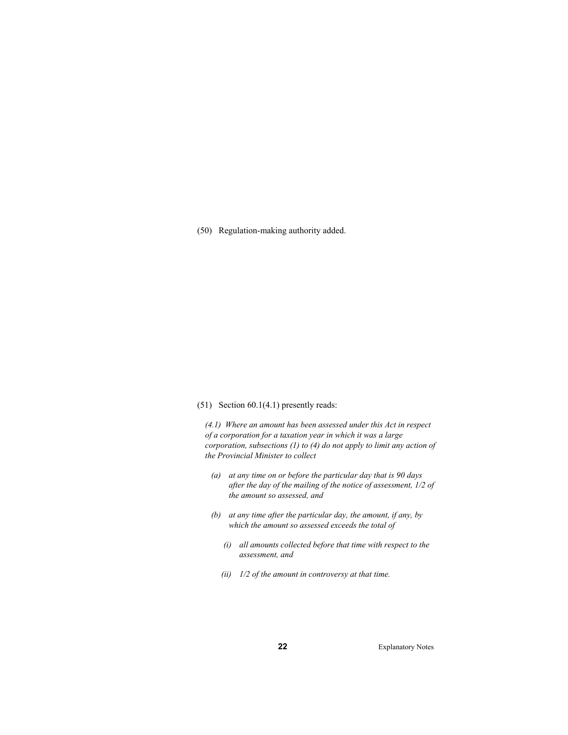(50) Regulation-making authority added.

(51) Section 60.1(4.1) presently reads:

*(4.1) Where an amount has been assessed under this Act in respect of a corporation for a taxation year in which it was a large corporation, subsections (1) to (4) do not apply to limit any action of the Provincial Minister to collect*

*(a) at any time on or before the particular day that is 90 days after the day of the mailing of the notice of assessment, 1/2 of the amount so assessed, and*

*(b) at any time after the particular day, the amount, if any, by which the amount so assessed exceeds the total of*

*(i) all amounts collected before that time with respect to the assessment, and*

*(ii) 1/2 of the amount in controversy at that time.*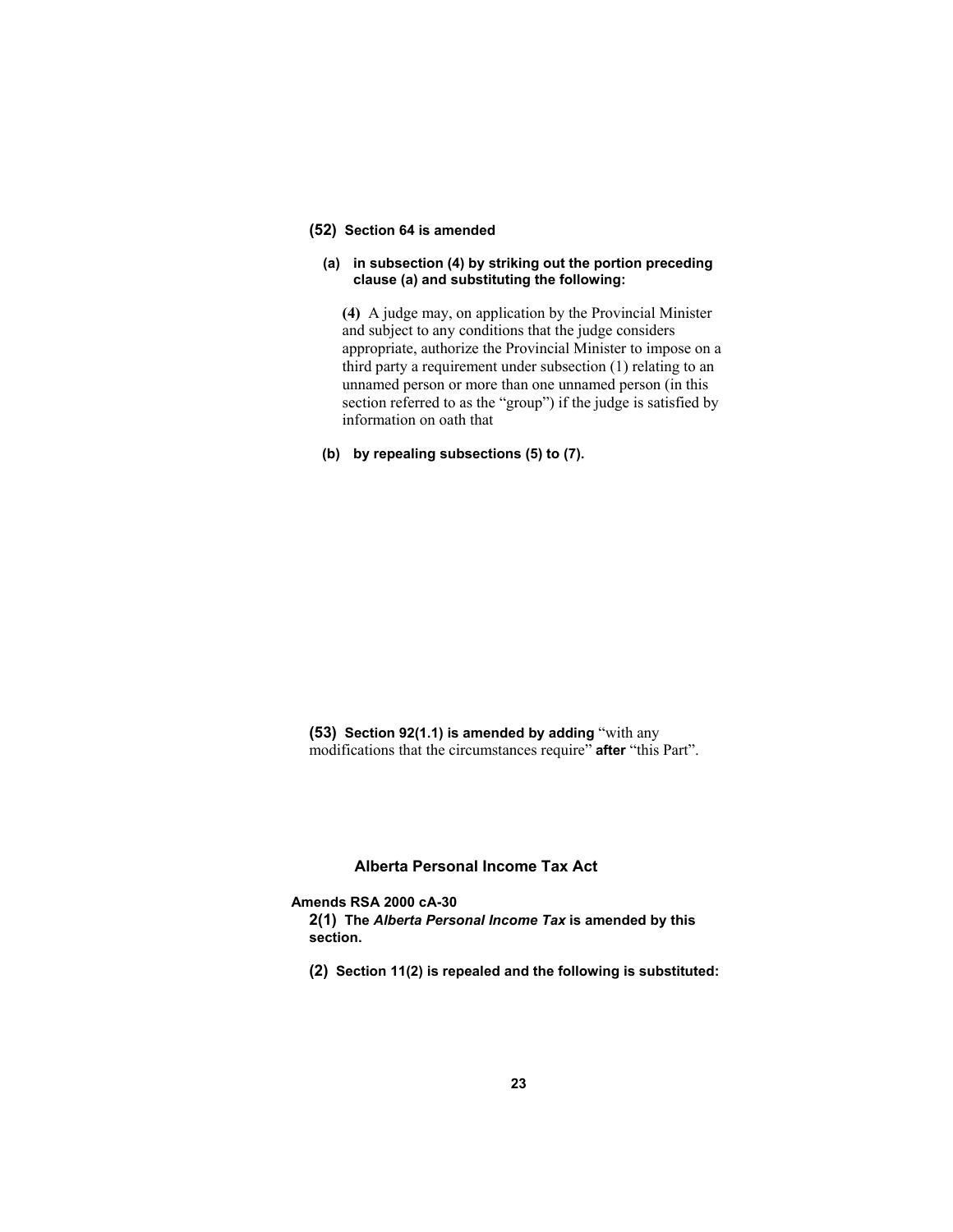**(52)** **Section 64 is amended**

**(a)** **in subsection (4) by striking out the portion preceding clause (a) and substituting the following:**

**(4)** A judge may, on application by the Provincial Minister and subject to any conditions that the judge considers appropriate, authorize the Provincial Minister to impose on a third party a requirement under subsection (1) relating to an unnamed person or more than one unnamed person (in this section referred to as the "group") if the judge is satisfied by information on oath that

**(b)** **by repealing subsections (5) to (7).**

**(53)** **Section 92(1.1) is amended by adding** "with any modifications that the circumstances require" **after** "this Part".

## Alberta Personal Income Tax Act

**Amends RSA 2000 cA-30**

**2(1)** **The *Alberta Personal Income Tax* is amended by this section.**

**(2)** **Section 11(2) is repealed and the following is substituted:**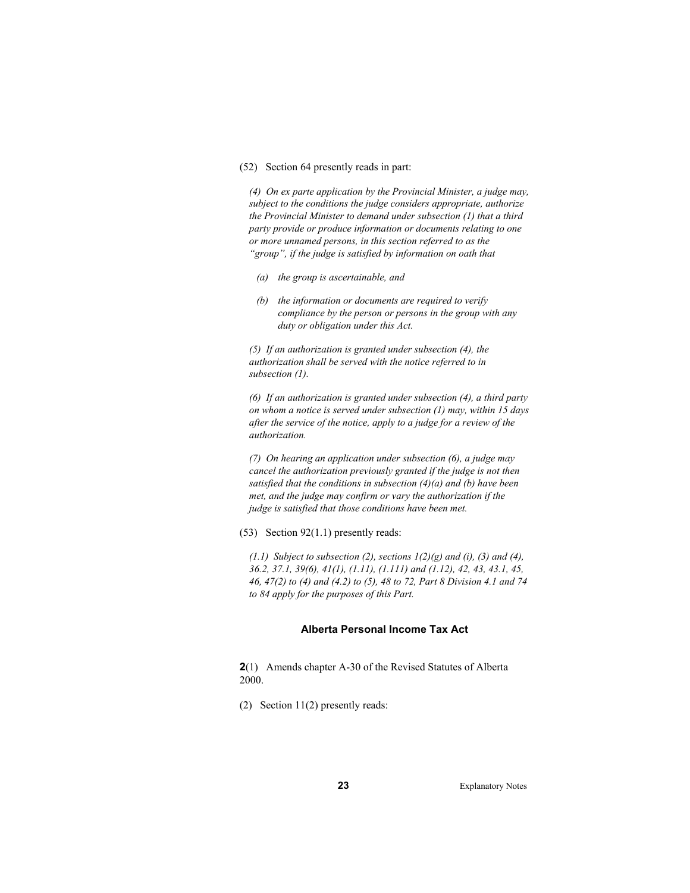(52) Section 64 presently reads in part:

*(4) On ex parte application by the Provincial Minister, a judge may, subject to the conditions the judge considers appropriate, authorize the Provincial Minister to demand under subsection (1) that a third party provide or produce information or documents relating to one or more unnamed persons, in this section referred to as the "group", if the judge is satisfied by information on oath that*

*(a) the group is ascertainable, and*

*(b) the information or documents are required to verify compliance by the person or persons in the group with any duty or obligation under this Act.*

*(5) If an authorization is granted under subsection (4), the authorization shall be served with the notice referred to in subsection (1).*

*(6) If an authorization is granted under subsection (4), a third party on whom a notice is served under subsection (1) may, within 15 days after the service of the notice, apply to a judge for a review of the authorization.*

*(7) On hearing an application under subsection (6), a judge may cancel the authorization previously granted if the judge is not then satisfied that the conditions in subsection (4)(a) and (b) have been met, and the judge may confirm or vary the authorization if the judge is satisfied that those conditions have been met.*

(53) Section 92(1.1) presently reads:

*(1.1) Subject to subsection (2), sections 1(2)(g) and (i), (3) and (4), 36.2, 37.1, 39(6), 41(1), (1.11), (1.111) and (1.12), 42, 43, 43.1, 45, 46, 47(2) to (4) and (4.2) to (5), 48 to 72, Part 8 Division 4.1 and 74 to 84 apply for the purposes of this Part.*

### Alberta Personal Income Tax Act

**2**(1) Amends chapter A-30 of the Revised Statutes of Alberta 2000.

(2) Section 11(2) presently reads: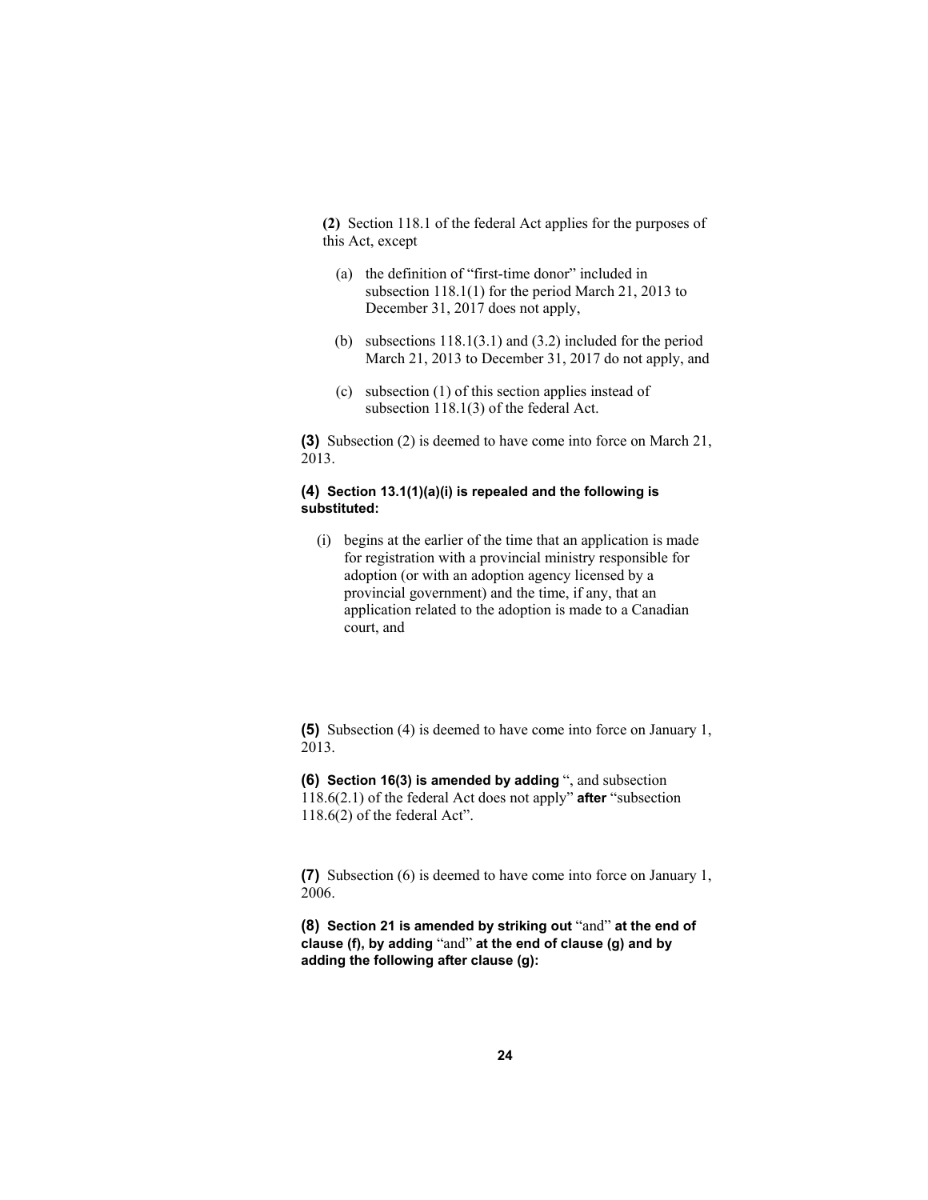**(2)** Section 118.1 of the federal Act applies for the purposes of this Act, except

(a) the definition of "first-time donor" included in subsection 118.1(1) for the period March 21, 2013 to December 31, 2017 does not apply,

(b) subsections 118.1(3.1) and (3.2) included for the period March 21, 2013 to December 31, 2017 do not apply, and

(c) subsection (1) of this section applies instead of subsection 118.1(3) of the federal Act.

**(3)** Subsection (2) is deemed to have come into force on March 21, 2013.

**(4) Section 13.1(1)(a)(i) is repealed and the following is substituted:**

(i) begins at the earlier of the time that an application is made for registration with a provincial ministry responsible for adoption (or with an adoption agency licensed by a provincial government) and the time, if any, that an application related to the adoption is made to a Canadian court, and

**(5)** Subsection (4) is deemed to have come into force on January 1, 2013.

**(6) Section 16(3) is amended by adding** ", and subsection 118.6(2.1) of the federal Act does not apply" **after** "subsection 118.6(2) of the federal Act".

**(7)** Subsection (6) is deemed to have come into force on January 1, 2006.

**(8) Section 21 is amended by striking out** "and" **at the end of clause (f), by adding** "and" **at the end of clause (g) and by adding the following after clause (g):**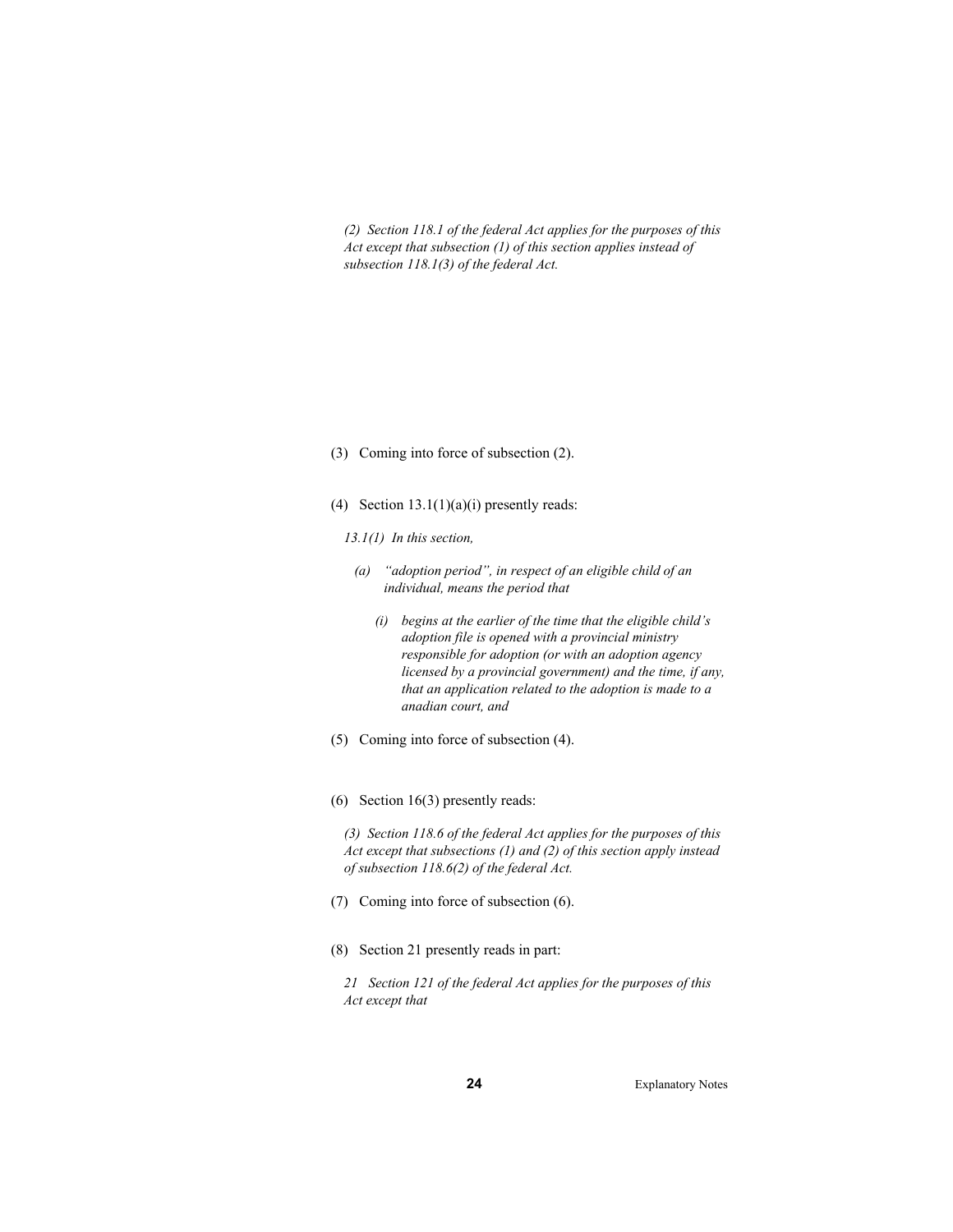*(2) Section 118.1 of the federal Act applies for the purposes of this Act except that subsection (1) of this section applies instead of subsection 118.1(3) of the federal Act.*

(3) Coming into force of subsection (2).

(4) Section 13.1(1)(a)(i) presently reads:

*13.1(1) In this section,*

*(a) "adoption period", in respect of an eligible child of an individual, means the period that*

*(i) begins at the earlier of the time that the eligible child's adoption file is opened with a provincial ministry responsible for adoption (or with an adoption agency licensed by a provincial government) and the time, if any, that an application related to the adoption is made to a anadian court, and*

(5) Coming into force of subsection (4).

(6) Section 16(3) presently reads:

*(3) Section 118.6 of the federal Act applies for the purposes of this Act except that subsections (1) and (2) of this section apply instead of subsection 118.6(2) of the federal Act.*

(7) Coming into force of subsection (6).

(8) Section 21 presently reads in part:

*21 Section 121 of the federal Act applies for the purposes of this Act except that*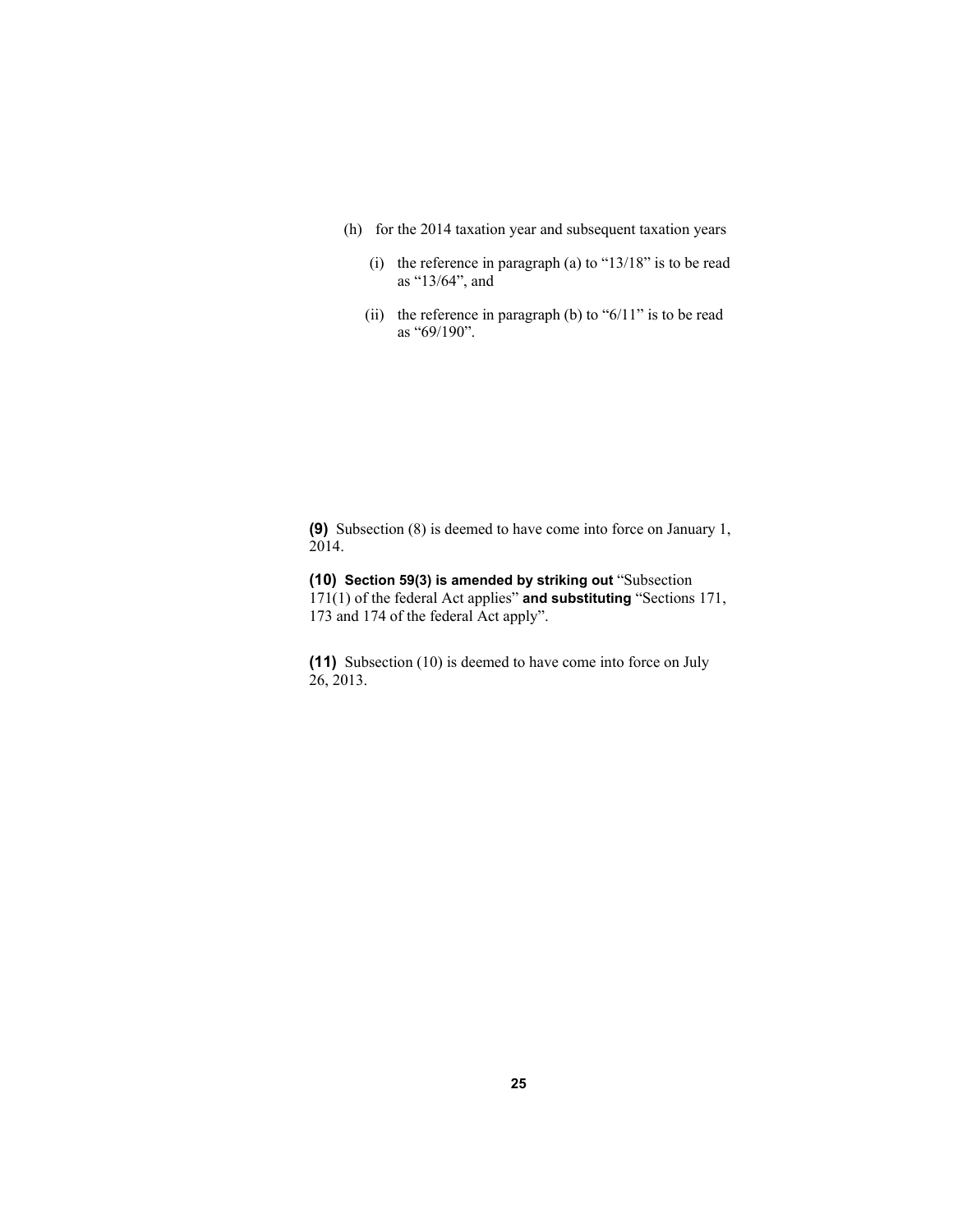(h) for the 2014 taxation year and subsequent taxation years

(i) the reference in paragraph (a) to "13/18" is to be read as "13/64", and

(ii) the reference in paragraph (b) to "6/11" is to be read as "69/190".

**(9)** Subsection (8) is deemed to have come into force on January 1, 2014.

**(10)** **Section 59(3) is amended by striking out** "Subsection 171(1) of the federal Act applies" **and substituting** "Sections 171, 173 and 174 of the federal Act apply".

**(11)** Subsection (10) is deemed to have come into force on July 26, 2013.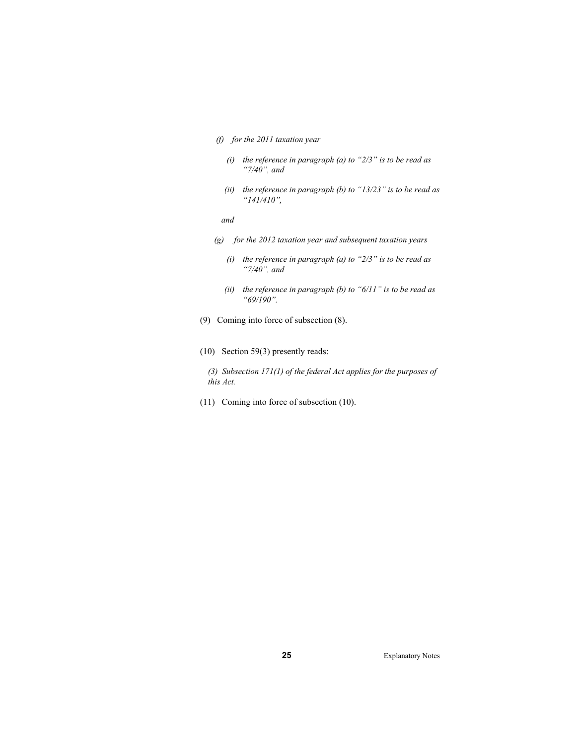*(f) for the 2011 taxation year*

*(i) the reference in paragraph (a) to "2/3" is to be read as "7/40", and*

*(ii) the reference in paragraph (b) to "13/23" is to be read as "141/410",*

*and*

*(g) for the 2012 taxation year and subsequent taxation years*

*(i) the reference in paragraph (a) to "2/3" is to be read as "7/40", and*

*(ii) the reference in paragraph (b) to "6/11" is to be read as "69/190".*

(9) Coming into force of subsection (8).

(10) Section 59(3) presently reads:

*(3) Subsection 171(1) of the federal Act applies for the purposes of this Act.*

(11) Coming into force of subsection (10).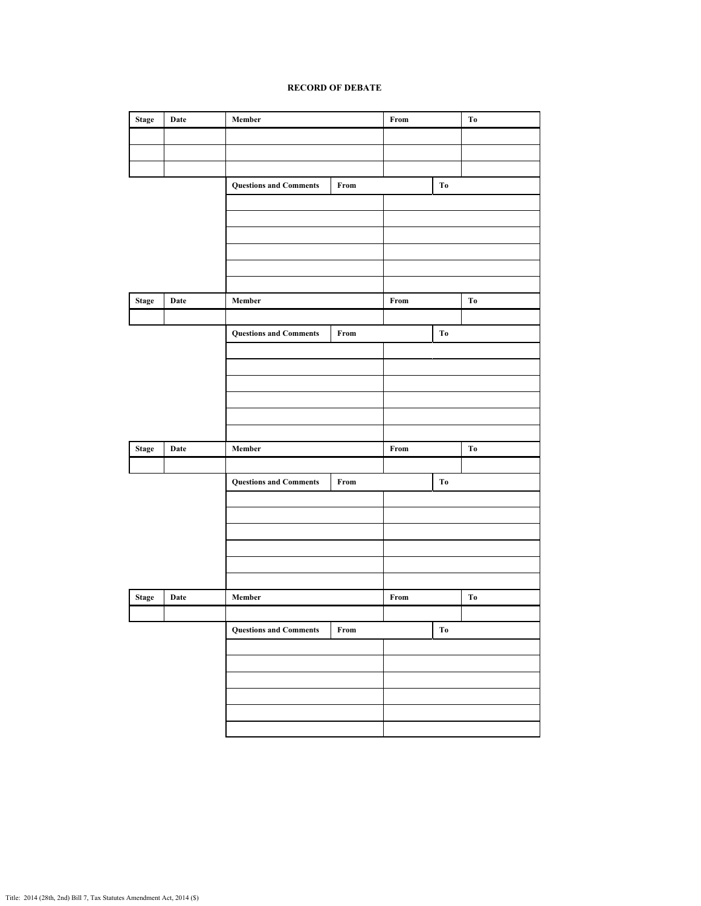# RECORD OF DEBATE

| Stage | Date | Member | From | To |
|---|---|---|---|---|
| | | | | |
| | | | | |
| | | | | |

| Questions and Comments | From | To |
|---|---|---|
| | | |
| | | |
| | | |
| | | |
| | | |
| | | |

| Stage | Date | Member | From | To |
|---|---|---|---|---|
| | | | | |

| Questions and Comments | From | To |
|---|---|---|
| | | |
| | | |
| | | |
| | | |
| | | |
| | | |

| Stage | Date | Member | From | To |
|---|---|---|---|---|
| | | | | |

| Questions and Comments | From | To |
|---|---|---|
| | | |
| | | |
| | | |
| | | |
| | | |
| | | |

| Stage | Date | Member | From | To |
|---|---|---|---|---|
| | | | | |

| Questions and Comments | From | To |
|---|---|---|
| | | |
| | | |
| | | |
| | | |
| | | |
| | | |